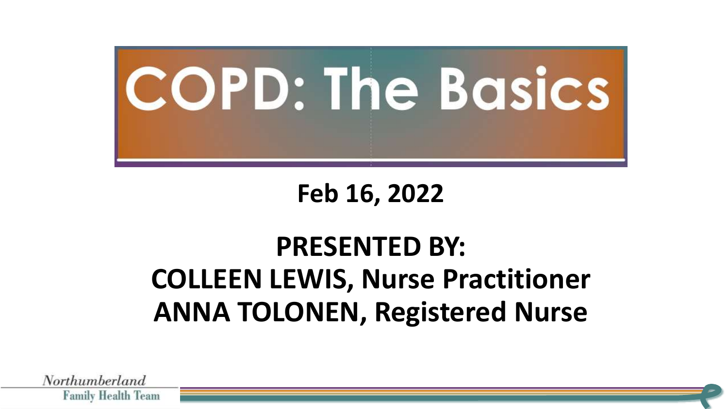# COPD: The Basics

**Feb 16, 2022**

**PRESENTED BY:**
**COLLEEN LEWIS, Nurse Practitioner**
**ANNA TOLONEN, Registered Nurse**

Northumberland Family Health Team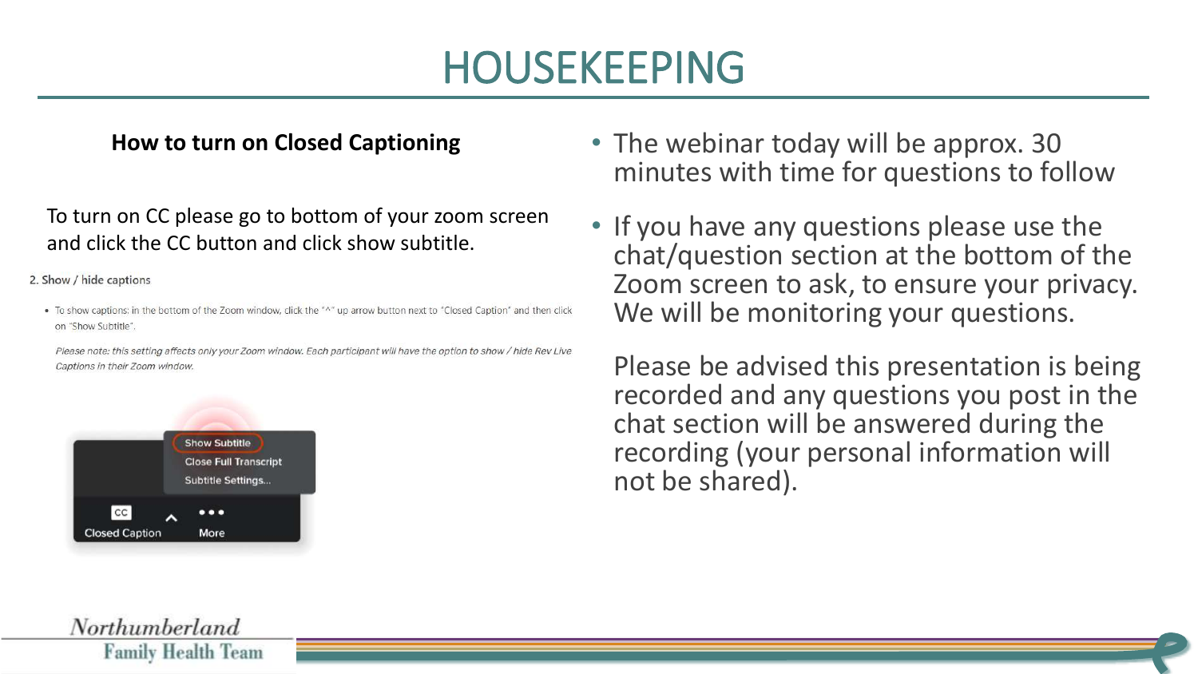# HOUSEKEEPING

**How to turn on Closed Captioning**

To turn on CC please go to bottom of your zoom screen and click the CC button and click show subtitle.

2. Show / hide captions

- To show captions: in the bottom of the Zoom window, click the "^" up arrow button next to "Closed Caption" and then click on "Show Subtitle".

*Please note: this setting affects only your Zoom window. Each participant will have the option to show / hide Rev Live Captions in their Zoom window.*

Show Subtitle
Close Full Transcript
Subtitle Settings...
Closed Caption
More

- The webinar today will be approx. 30 minutes with time for questions to follow
- If you have any questions please use the chat/question section at the bottom of the Zoom screen to ask, to ensure your privacy. We will be monitoring your questions.

  Please be advised this presentation is being recorded and any questions you post in the chat section will be answered during the recording (your personal information will not be shared).

Northumberland Family Health Team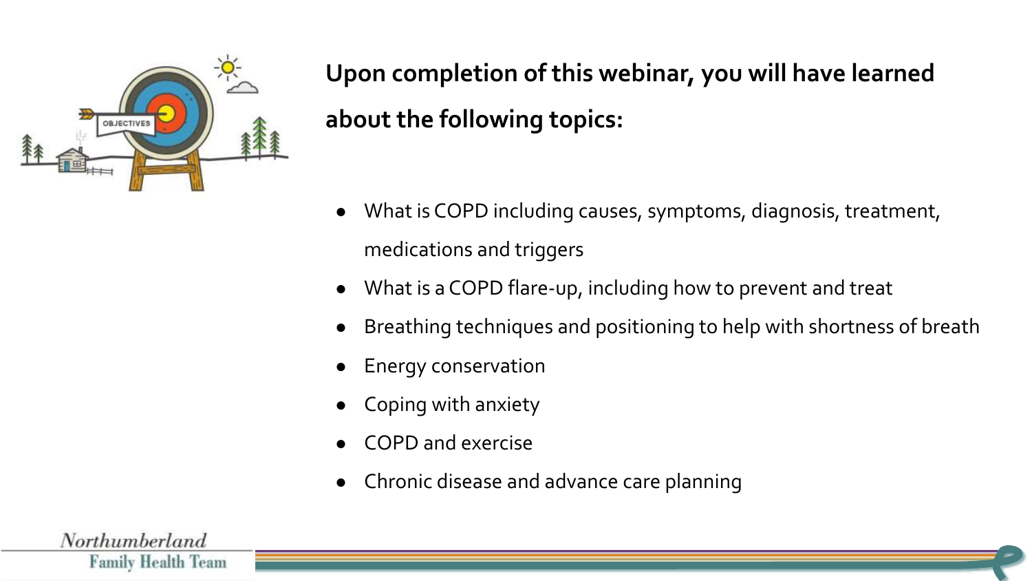**Upon completion of this webinar, you will have learned about the following topics:**

- What is COPD including causes, symptoms, diagnosis, treatment, medications and triggers
- What is a COPD flare-up, including how to prevent and treat
- Breathing techniques and positioning to help with shortness of breath
- Energy conservation
- Coping with anxiety
- COPD and exercise
- Chronic disease and advance care planning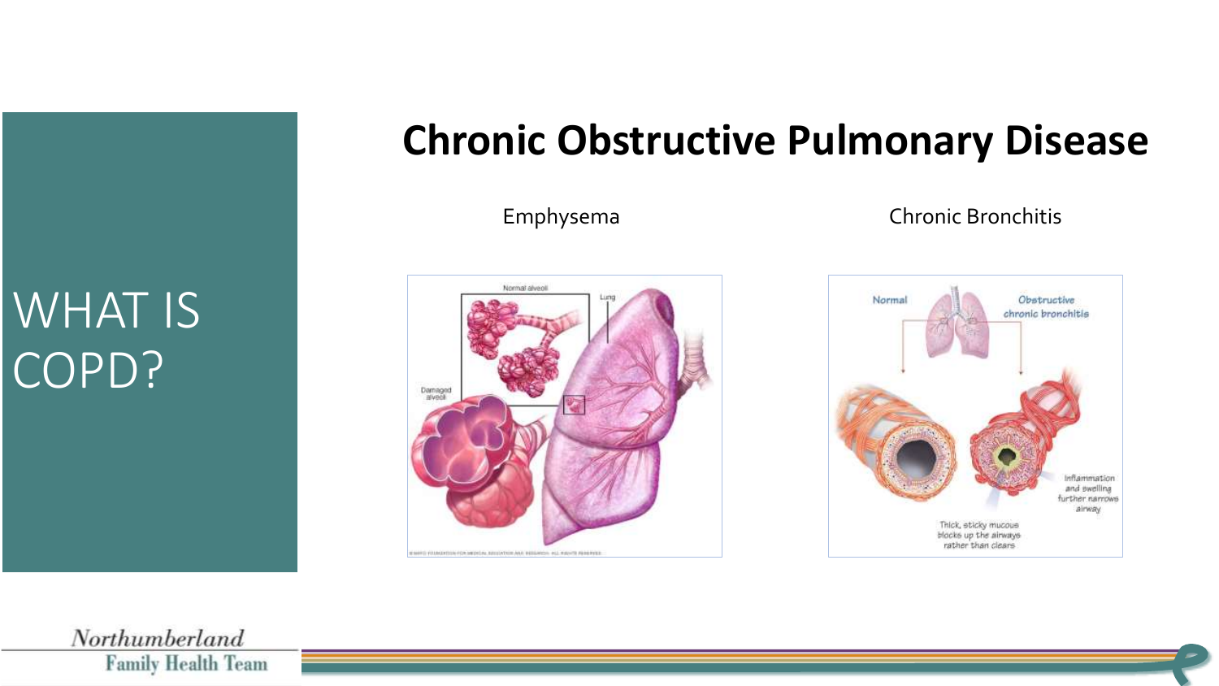# WHAT IS COPD?

## Chronic Obstructive Pulmonary Disease

Emphysema

Chronic Bronchitis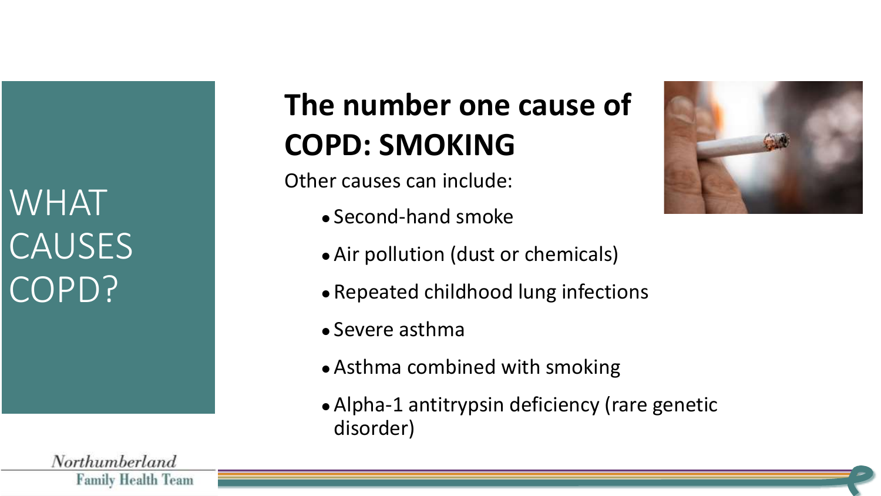# WHAT CAUSES COPD?

## The number one cause of COPD: SMOKING

Other causes can include:

- Second-hand smoke
- Air pollution (dust or chemicals)
- Repeated childhood lung infections
- Severe asthma
- Asthma combined with smoking
- Alpha-1 antitrypsin deficiency (rare genetic disorder)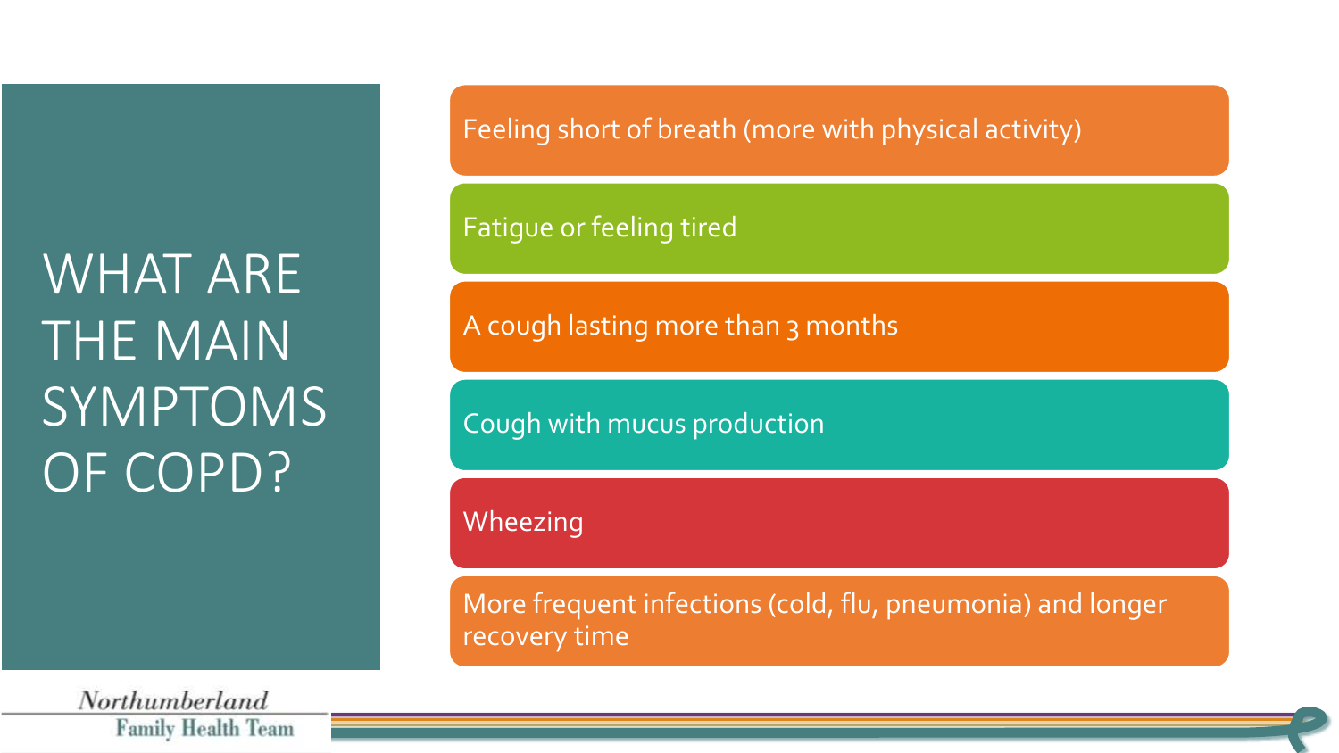# WHAT ARE THE MAIN SYMPTOMS OF COPD?

- Feeling short of breath (more with physical activity)
- Fatigue or feeling tired
- A cough lasting more than 3 months
- Cough with mucus production
- Wheezing
- More frequent infections (cold, flu, pneumonia) and longer recovery time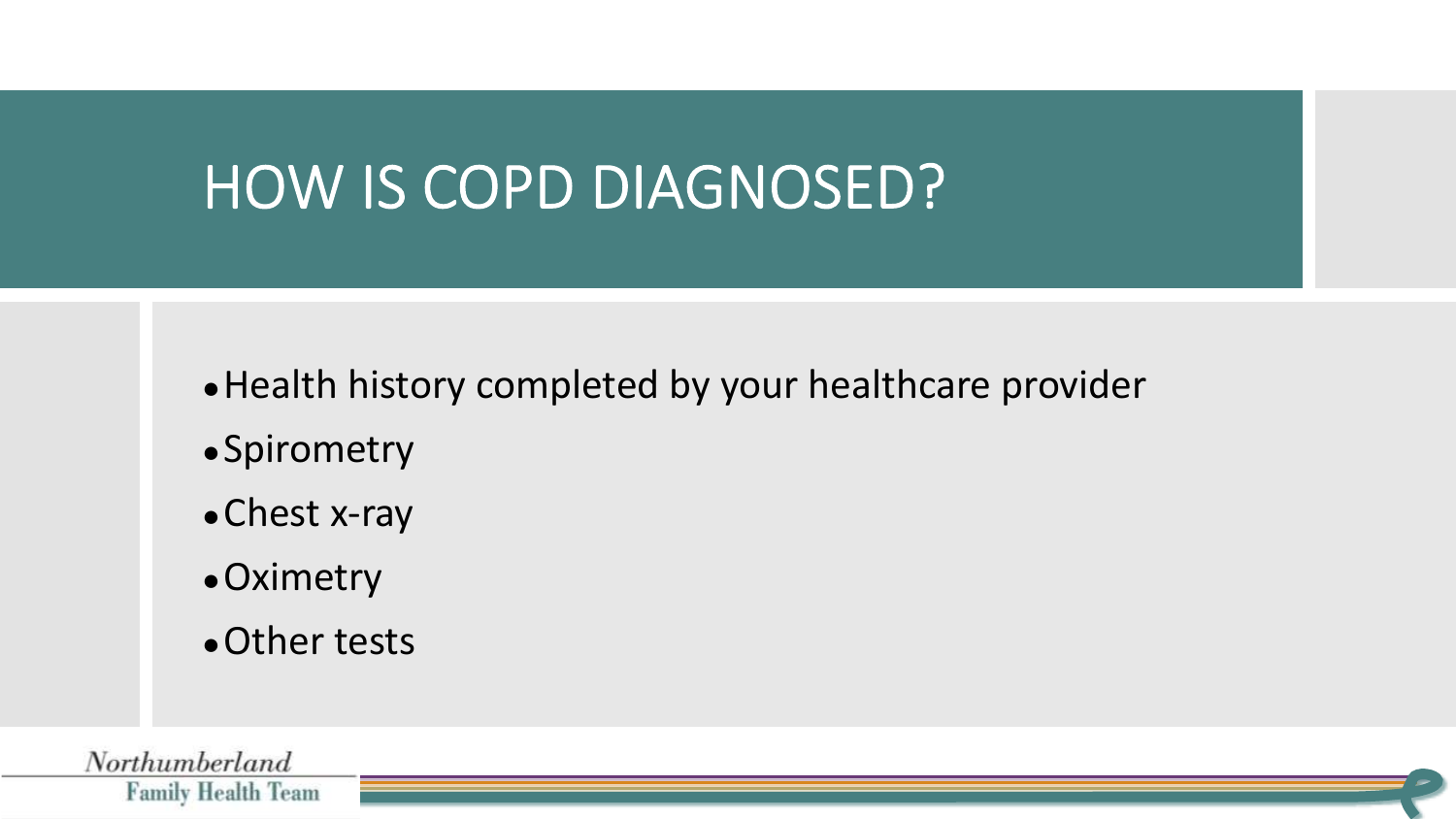# HOW IS COPD DIAGNOSED?

- Health history completed by your healthcare provider
- Spirometry
- Chest x-ray
- Oximetry
- Other tests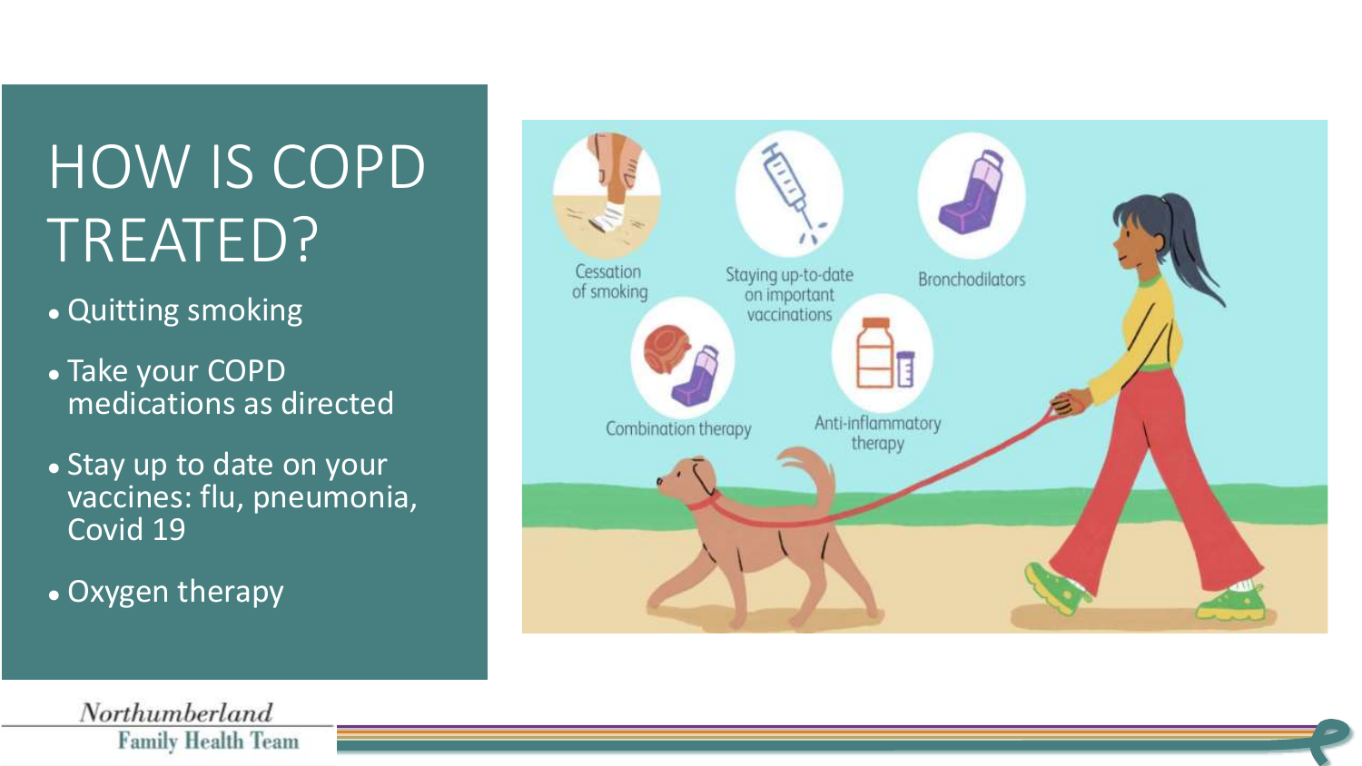# HOW IS COPD TREATED?

- Quitting smoking
- Take your COPD medications as directed
- Stay up to date on your vaccines: flu, pneumonia, Covid 19
- Oxygen therapy

Cessation of smoking

Staying up-to-date on important vaccinations

Bronchodilators

Combination therapy

Anti-inflammatory therapy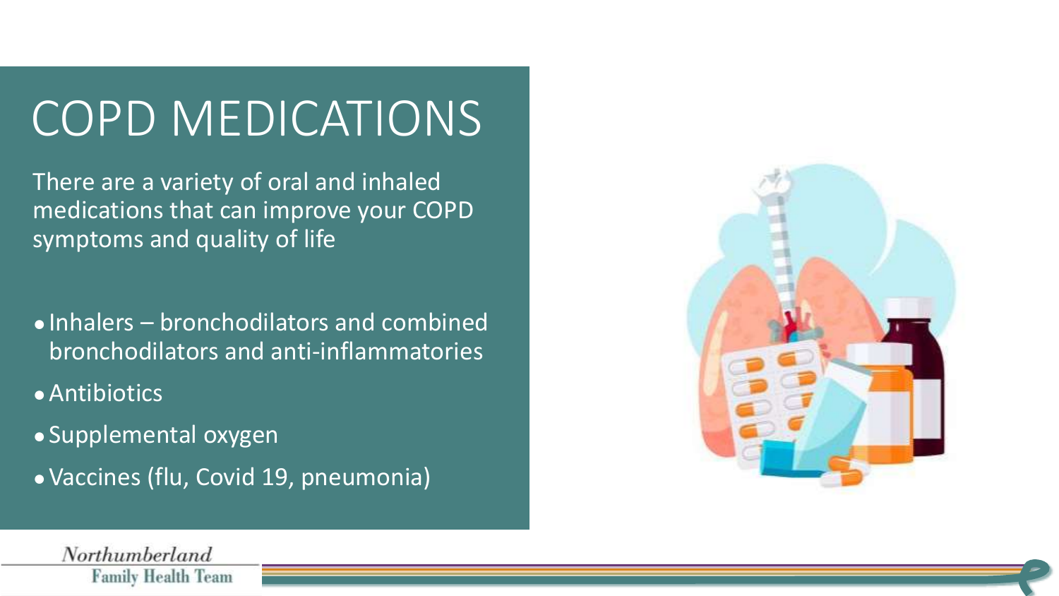# COPD MEDICATIONS

There are a variety of oral and inhaled medications that can improve your COPD symptoms and quality of life

- Inhalers – bronchodilators and combined bronchodilators and anti-inflammatories
- Antibiotics
- Supplemental oxygen
- Vaccines (flu, Covid 19, pneumonia)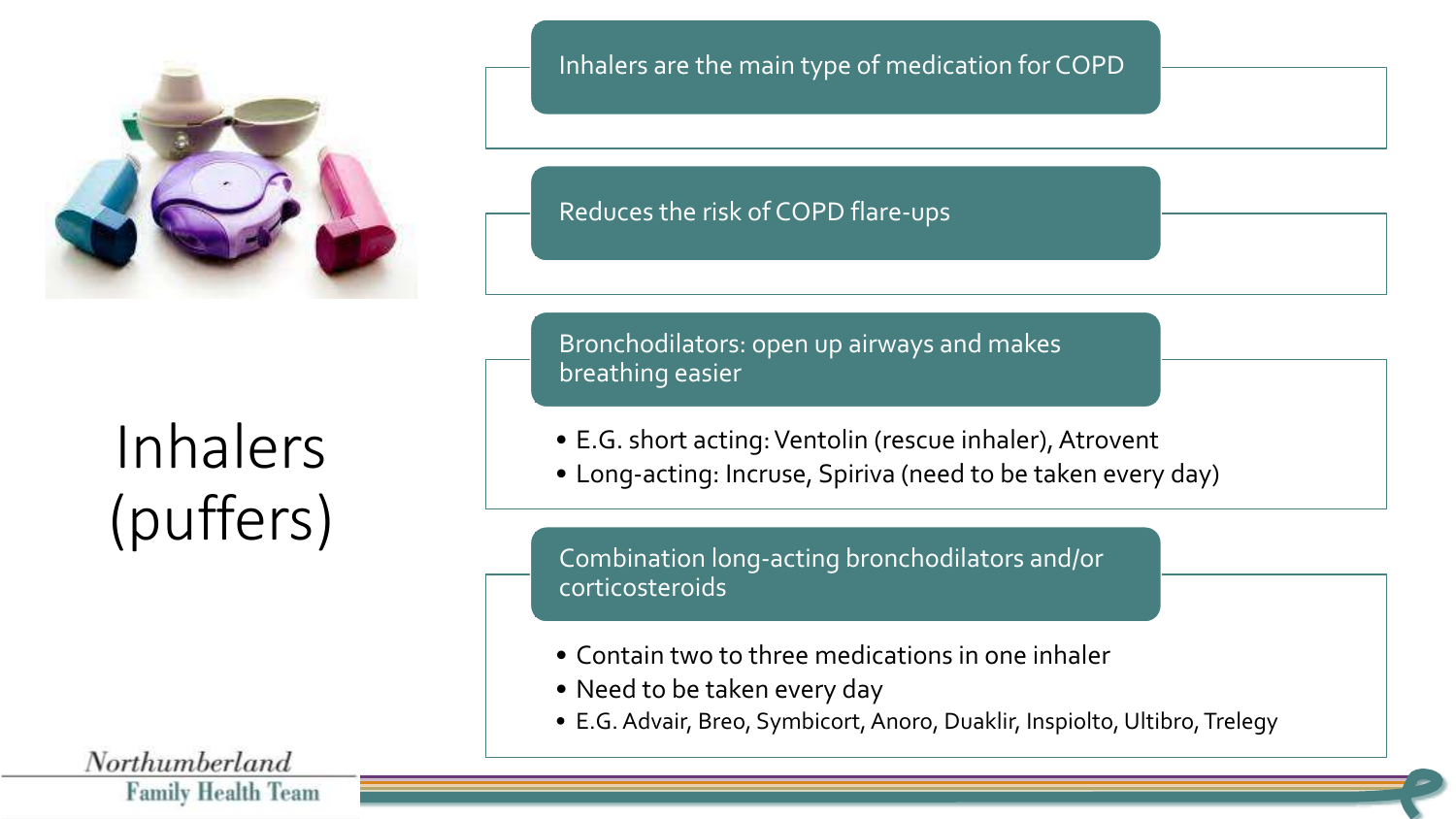# Inhalers (puffers)

Inhalers are the main type of medication for COPD

Reduces the risk of COPD flare-ups

Bronchodilators: open up airways and makes breathing easier

- E.G. short acting: Ventolin (rescue inhaler), Atrovent
- Long-acting: Incruse, Spiriva (need to be taken every day)

Combination long-acting bronchodilators and/or corticosteroids

- Contain two to three medications in one inhaler
- Need to be taken every day
- E.G. Advair, Breo, Symbicort, Anoro, Duaklir, Inspiolto, Ultibro, Trelegy

Northumberland Family Health Team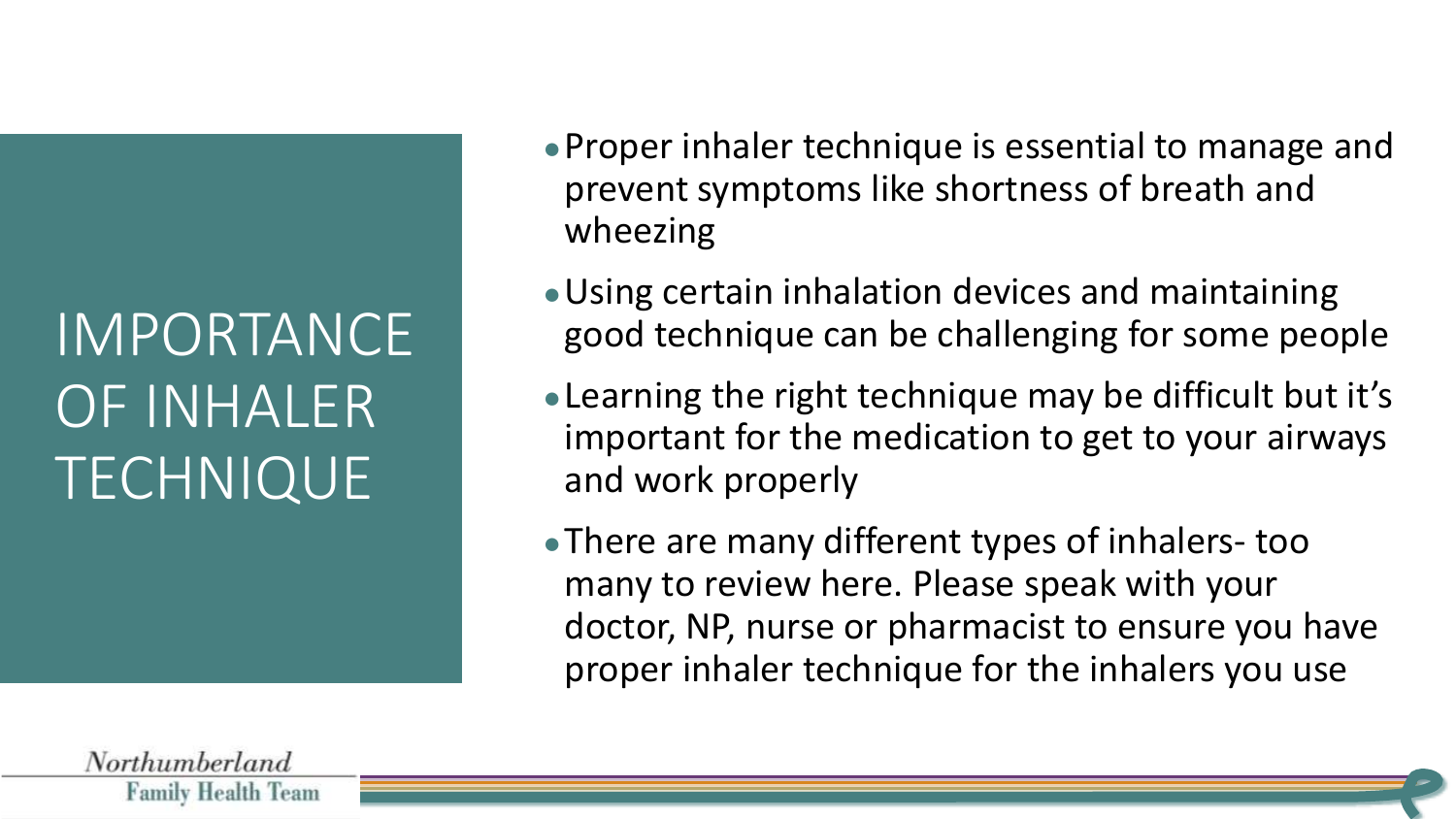# IMPORTANCE OF INHALER TECHNIQUE

- Proper inhaler technique is essential to manage and prevent symptoms like shortness of breath and wheezing
- Using certain inhalation devices and maintaining good technique can be challenging for some people
- Learning the right technique may be difficult but it's important for the medication to get to your airways and work properly
- There are many different types of inhalers- too many to review here. Please speak with your doctor, NP, nurse or pharmacist to ensure you have proper inhaler technique for the inhalers you use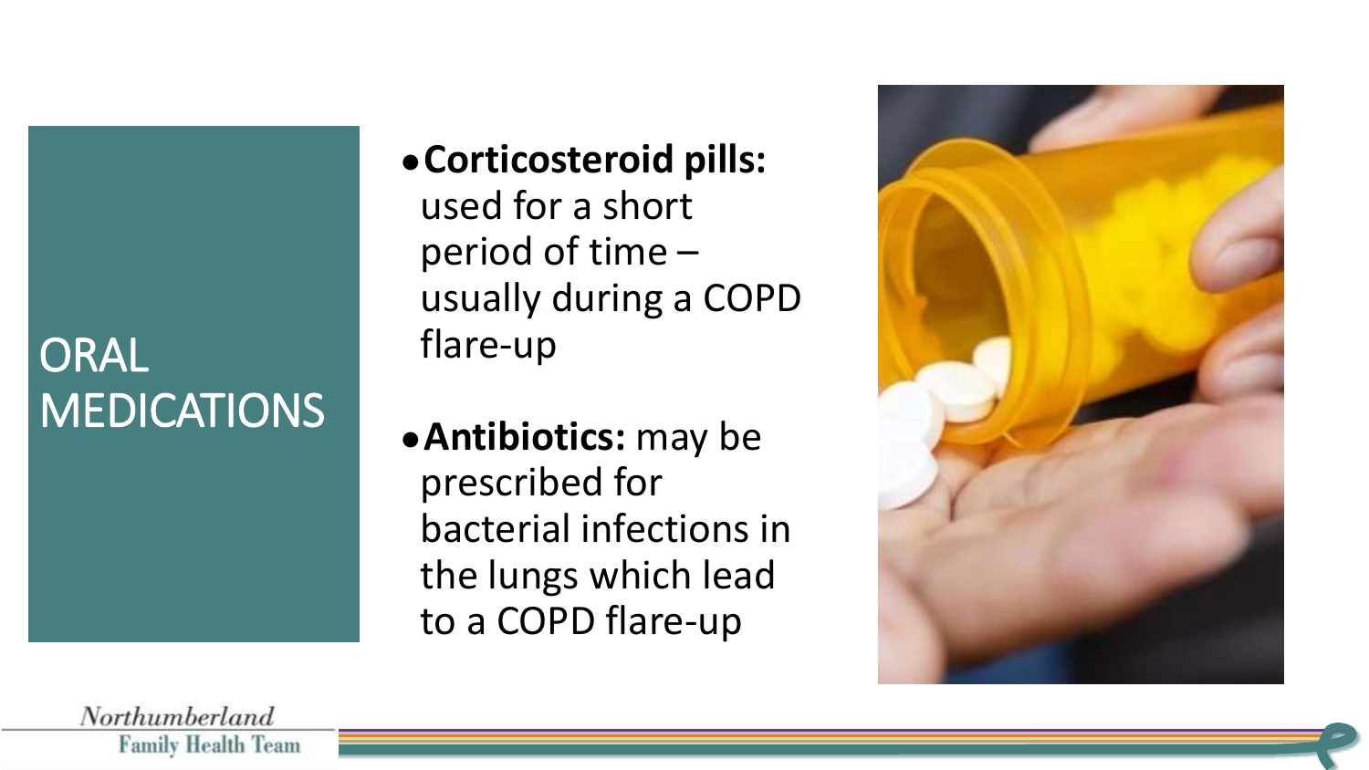# ORAL MEDICATIONS

- **Corticosteroid pills:** used for a short period of time – usually during a COPD flare-up
- **Antibiotics:** may be prescribed for bacterial infections in the lungs which lead to a COPD flare-up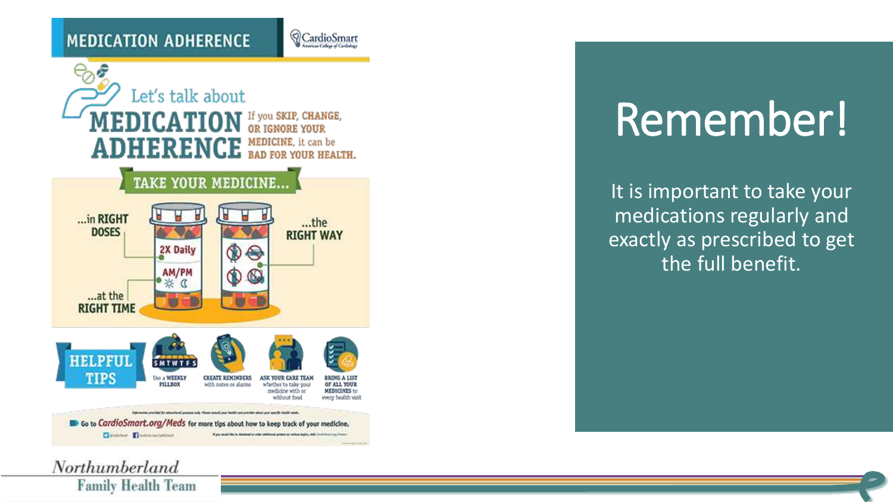# MEDICATION ADHERENCE

CardioSmart
American College of Cardiology

Let's talk about **MEDICATION ADHERENCE**

If you **SKIP, CHANGE, OR IGNORE YOUR MEDICINE**, it can be **BAD FOR YOUR HEALTH.**

## TAKE YOUR MEDICINE...

- ...in **RIGHT DOSES**
- ...at the **RIGHT TIME**
- ...the **RIGHT WAY**

2X Daily

AM/PM

## HELPFUL TIPS

- Use a **WEEKLY PILLBOX**
- **CREATE REMINDERS** with notes or alarms
- **ASK YOUR CARE TEAM** whether to take your medicine with or without food
- **BRING A LIST OF ALL YOUR MEDICINES** to every health visit

Go to CardioSmart.org/Meds for more tips about how to keep track of your medicine.

# Remember!

It is important to take your medications regularly and exactly as prescribed to get the full benefit.

Northumberland Family Health Team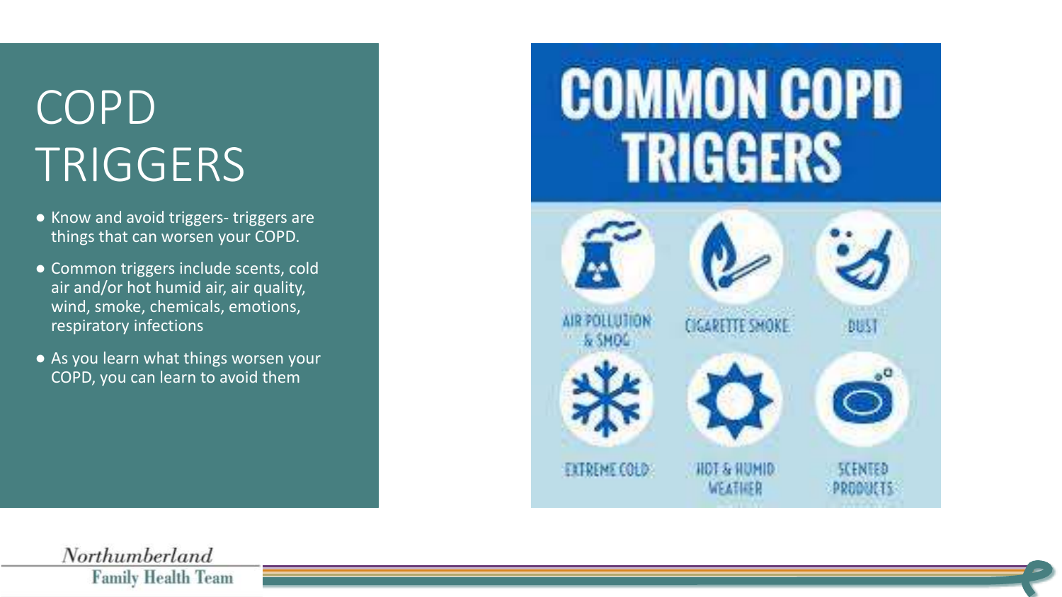# COPD TRIGGERS

- Know and avoid triggers- triggers are things that can worsen your COPD.
- Common triggers include scents, cold air and/or hot humid air, air quality, wind, smoke, chemicals, emotions, respiratory infections
- As you learn what things worsen your COPD, you can learn to avoid them

## COMMON COPD TRIGGERS

- AIR POLLUTION & SMOG
- CIGARETTE SMOKE
- DUST
- EXTREME COLD
- HOT & HUMID WEATHER
- SCENTED PRODUCTS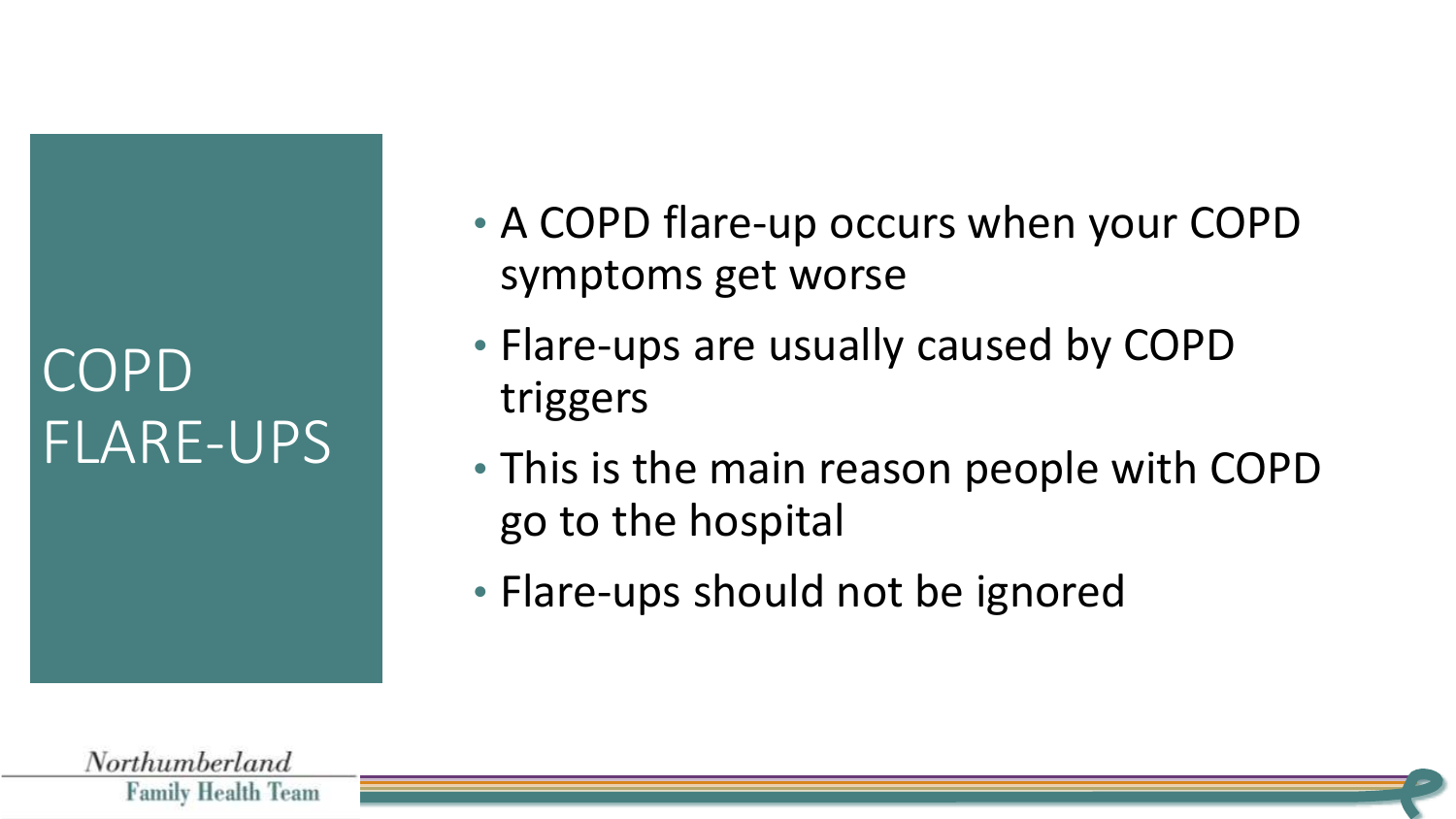# COPD FLARE-UPS

- A COPD flare-up occurs when your COPD symptoms get worse
- Flare-ups are usually caused by COPD triggers
- This is the main reason people with COPD go to the hospital
- Flare-ups should not be ignored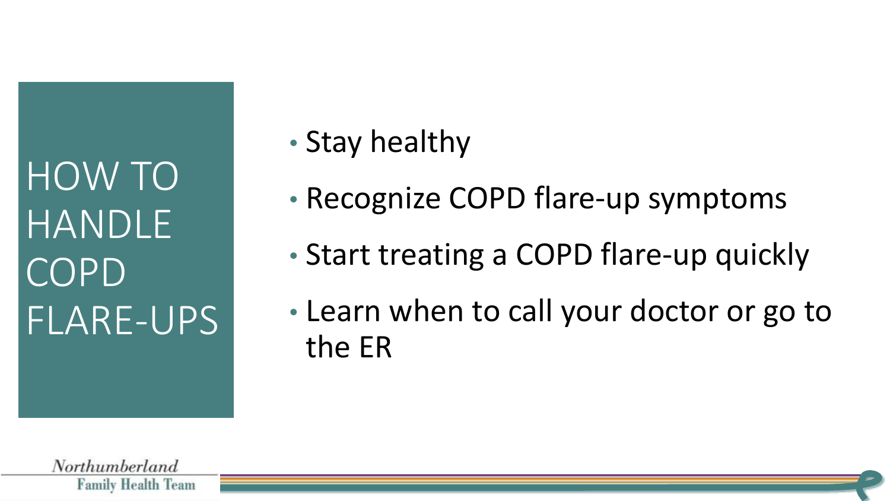# HOW TO HANDLE COPD FLARE-UPS

- Stay healthy
- Recognize COPD flare-up symptoms
- Start treating a COPD flare-up quickly
- Learn when to call your doctor or go to the ER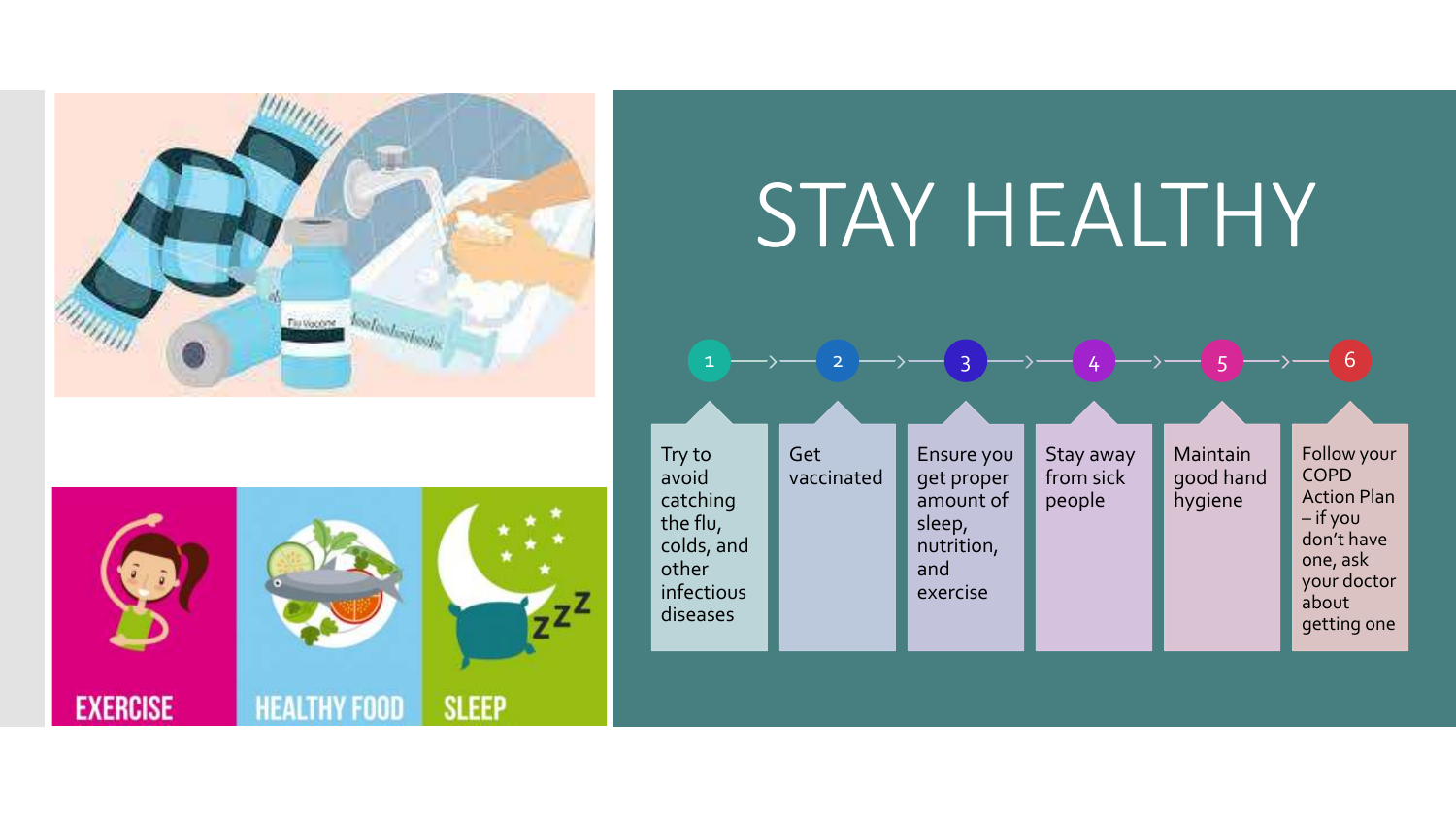# STAY HEALTHY

1. Try to avoid catching the flu, colds, and other infectious diseases
2. Get vaccinated
3. Ensure you get proper amount of sleep, nutrition, and exercise
4. Stay away from sick people
5. Maintain good hand hygiene
6. Follow your COPD Action Plan – if you don't have one, ask your doctor about getting one

EXERCISE HEALTHY FOOD SLEEP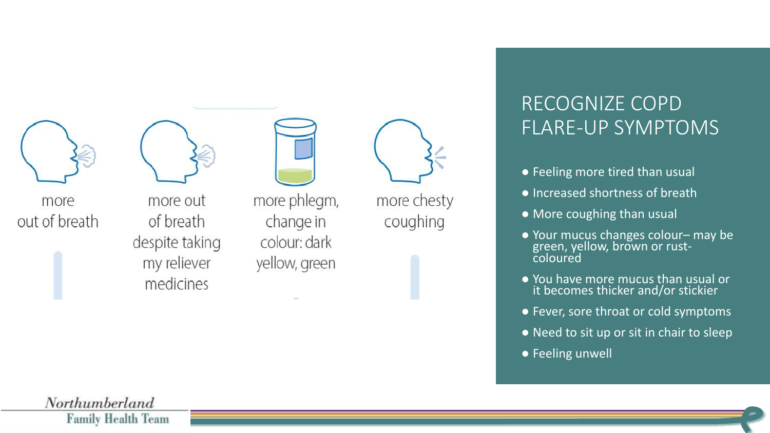more out of breath

more out of breath despite taking my reliever medicines

more phlegm, change in colour: dark yellow, green

more chesty coughing

## RECOGNIZE COPD FLARE-UP SYMPTOMS

- Feeling more tired than usual
- Increased shortness of breath
- More coughing than usual
- Your mucus changes colour– may be green, yellow, brown or rust-coloured
- You have more mucus than usual or it becomes thicker and/or stickier
- Fever, sore throat or cold symptoms
- Need to sit up or sit in chair to sleep
- Feeling unwell

Northumberland Family Health Team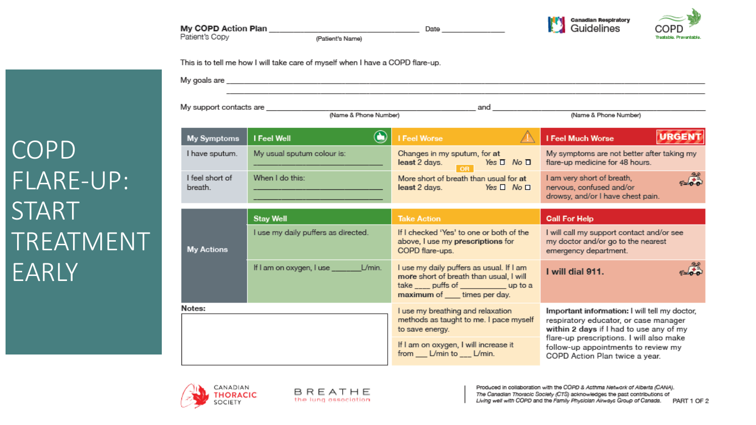# COPD FLARE-UP: START TREATMENT EARLY

**My COPD Action Plan** ______________________________ Date ____________
Patient's Copy (Patient's Name)

Canadian Respiratory Guidelines — COPD Treatable. Preventable.

This is to tell me how I will take care of myself when I have a COPD flare-up.

My goals are ____________________________________________

My support contacts are ______________________ (Name & Phone Number) and ______________________ (Name & Phone Number)

| My Symptoms | I Feel Well | I Feel Worse | I Feel Much Worse (URGENT) |
|---|---|---|---|
| I have sputum. | My usual sputum colour is: ____________ | Changes in my sputum, for **at least** 2 days. Yes ☐ No ☐ | My symptoms are not better after taking my flare-up medicine for 48 hours. |
| I feel short of breath. | When I do this: ____________ | OR More short of breath than usual for **at least** 2 days. Yes ☐ No ☐ | I am very short of breath, nervous, confused and/or drowsy, and/or I have chest pain. |

| My Actions | Stay Well | Take Action | Call For Help |
|---|---|---|---|
| | I use my daily puffers as directed. | If I checked 'Yes' to one or both of the above, I use my **prescriptions** for COPD flare-ups. | I will call my support contact and/or see my doctor and/or go to the nearest emergency department. |
| | If I am on oxygen, I use ______L/min. | I use my daily puffers as usual. If I am **more** short of breath than usual, I will take ____ puffs of ________ up to a **maximum** of ___ times per day. | **I will dial 911.** |
| **Notes:** | | I use my breathing and relaxation methods as taught to me. I pace myself to save energy. | **Important information:** I will tell my doctor, respiratory educator, or case manager **within 2 days** if I had to use any of my flare-up prescriptions. I will also make follow-up appointments to review my COPD Action Plan twice a year. |
| | | If I am on oxygen, I will increase it from ___ L/min to ___ L/min. | |

Canadian Thoracic Society — BREATHE the lung association

*Produced in collaboration with the COPD & Asthma Network of Alberta (CANA). The Canadian Thoracic Society (CTS) acknowledges the past contributions of Living well with COPD and the Family Physician Airways Group of Canada.* PART 1 OF 2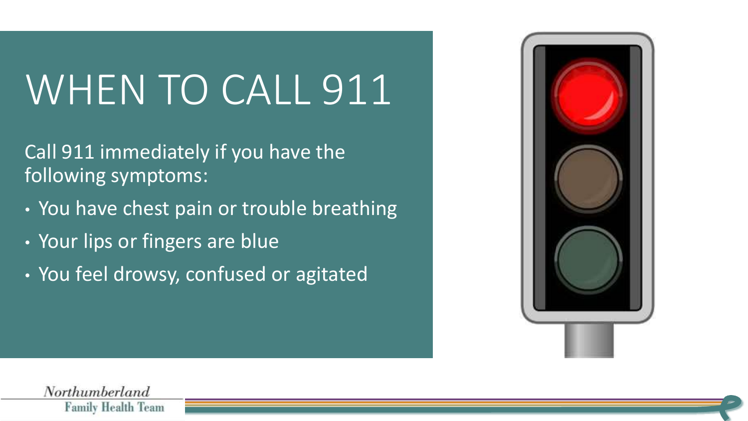# WHEN TO CALL 911

Call 911 immediately if you have the following symptoms:

- You have chest pain or trouble breathing
- Your lips or fingers are blue
- You feel drowsy, confused or agitated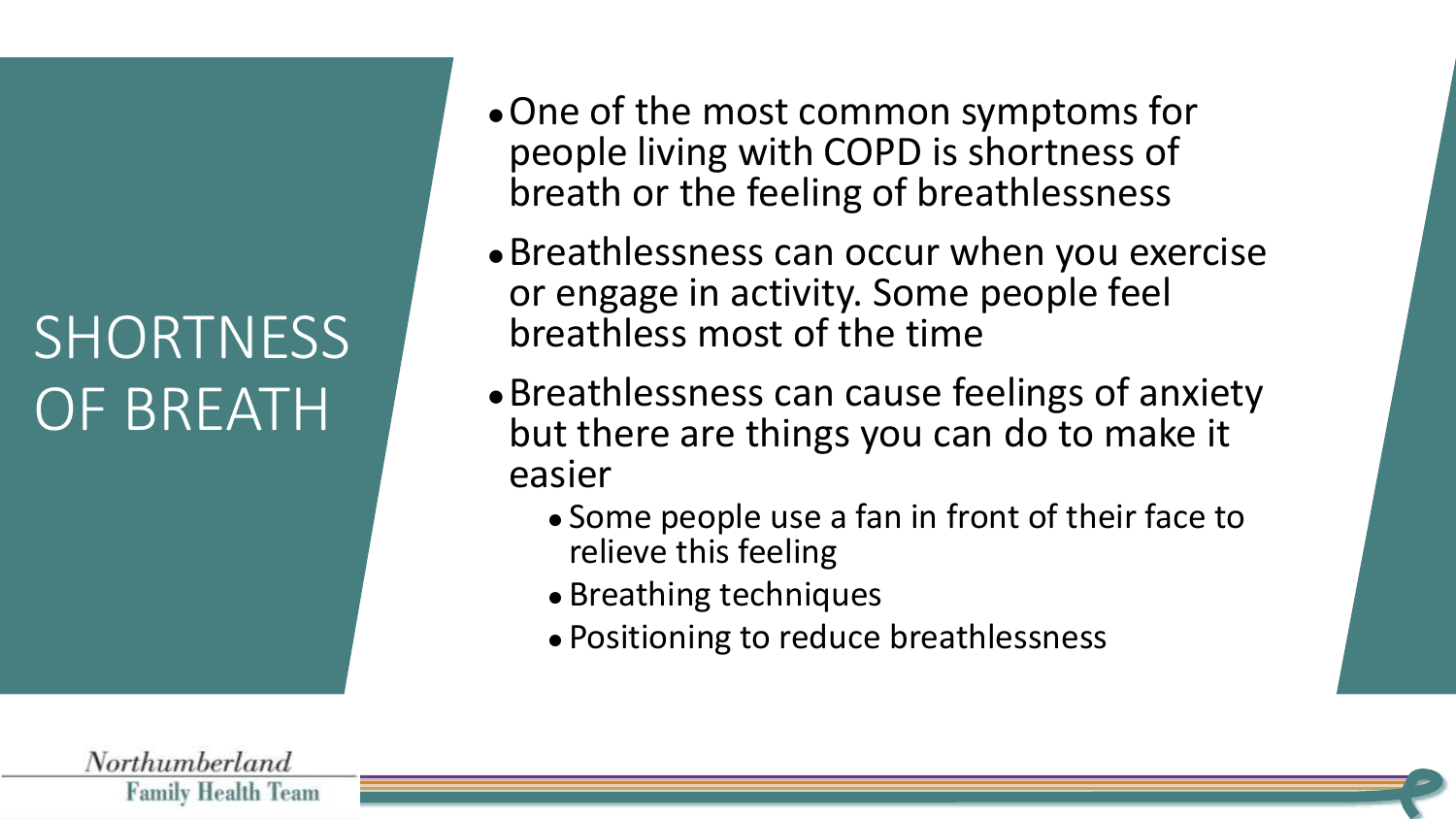# SHORTNESS OF BREATH

- One of the most common symptoms for people living with COPD is shortness of breath or the feeling of breathlessness
- Breathlessness can occur when you exercise or engage in activity. Some people feel breathless most of the time
- Breathlessness can cause feelings of anxiety but there are things you can do to make it easier
  - Some people use a fan in front of their face to relieve this feeling
  - Breathing techniques
  - Positioning to reduce breathlessness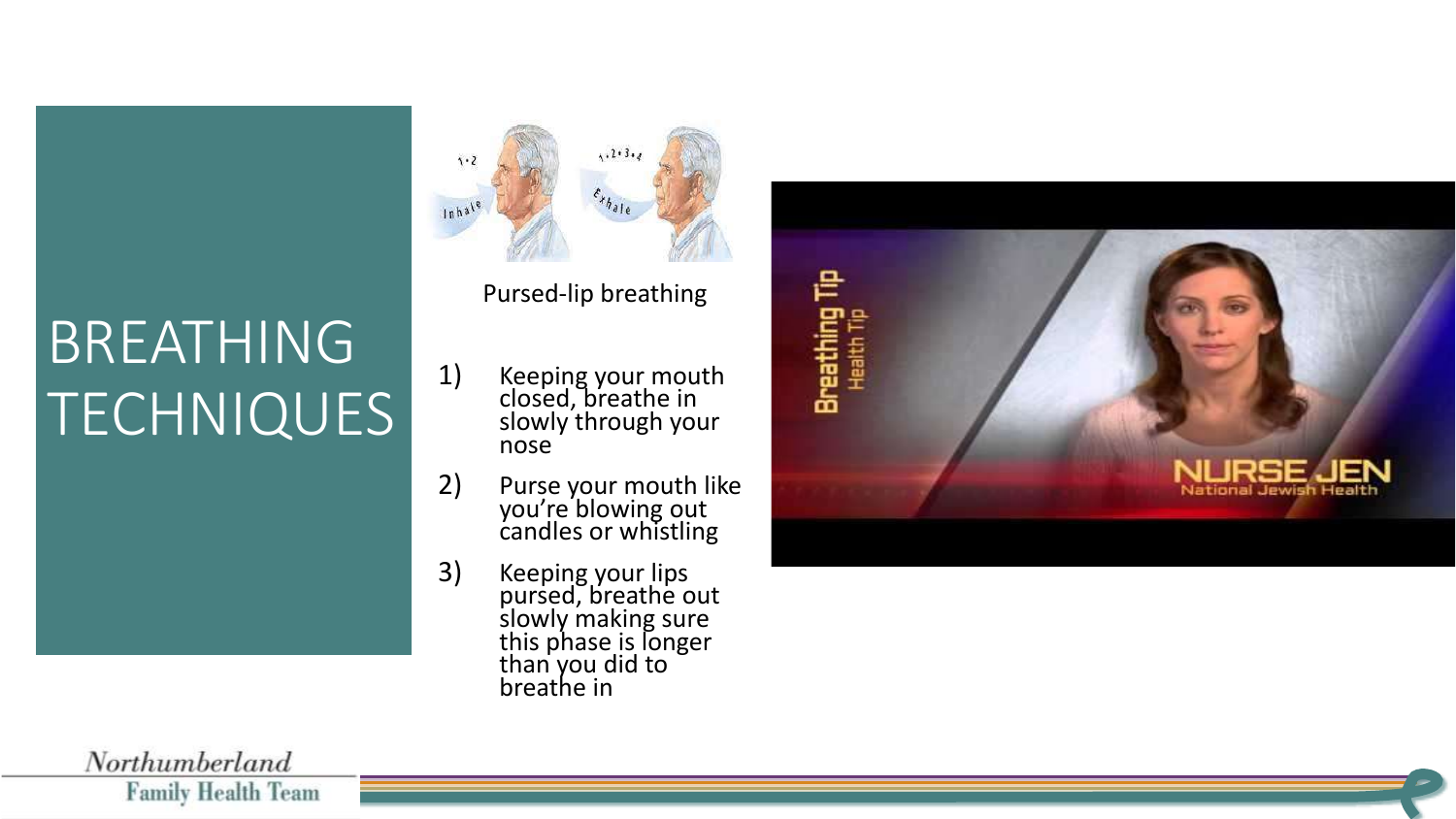# BREATHING TECHNIQUES

Pursed-lip breathing

1) Keeping your mouth closed, breathe in slowly through your nose
2) Purse your mouth like you're blowing out candles or whistling
3) Keeping your lips pursed, breathe out slowly making sure this phase is longer than you did to breathe in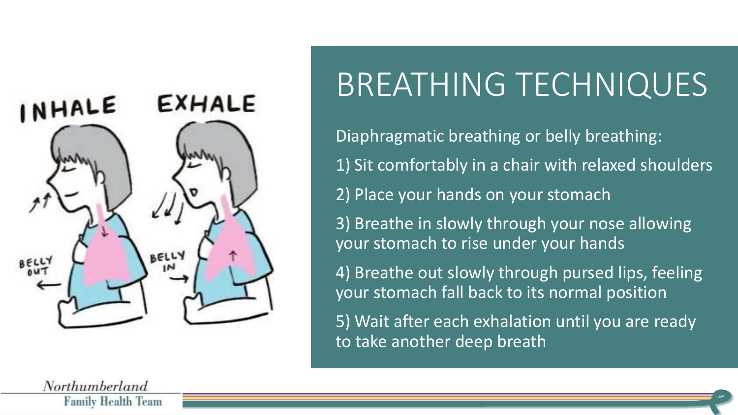# BREATHING TECHNIQUES

Diaphragmatic breathing or belly breathing:

1) Sit comfortably in a chair with relaxed shoulders
2) Place your hands on your stomach
3) Breathe in slowly through your nose allowing your stomach to rise under your hands
4) Breathe out slowly through pursed lips, feeling your stomach fall back to its normal position
5) Wait after each exhalation until you are ready to take another deep breath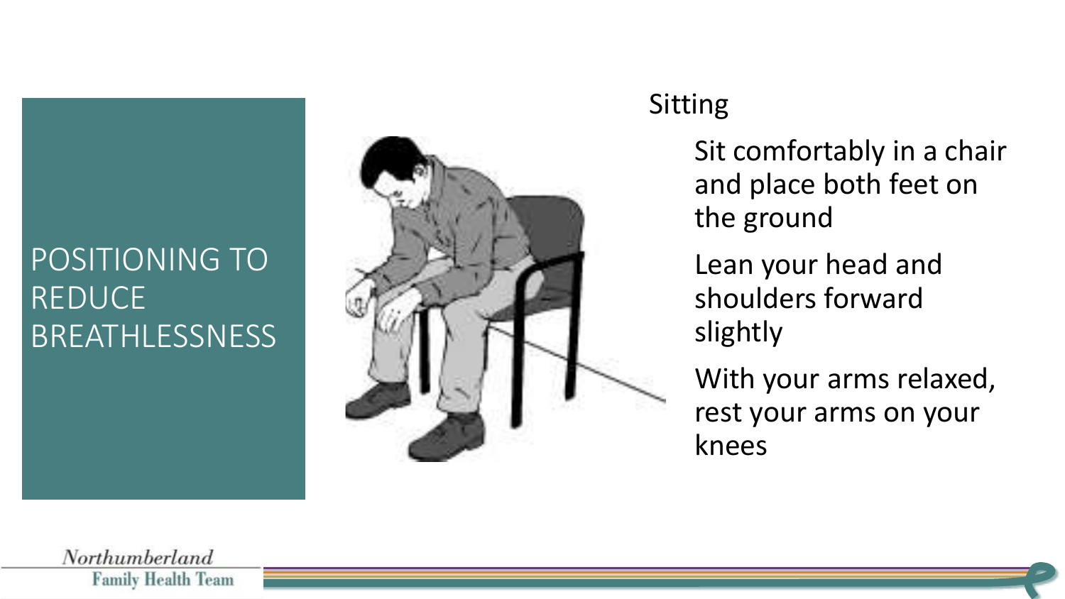# POSITIONING TO REDUCE BREATHLESSNESS

## Sitting

- Sit comfortably in a chair and place both feet on the ground
- Lean your head and shoulders forward slightly
- With your arms relaxed, rest your arms on your knees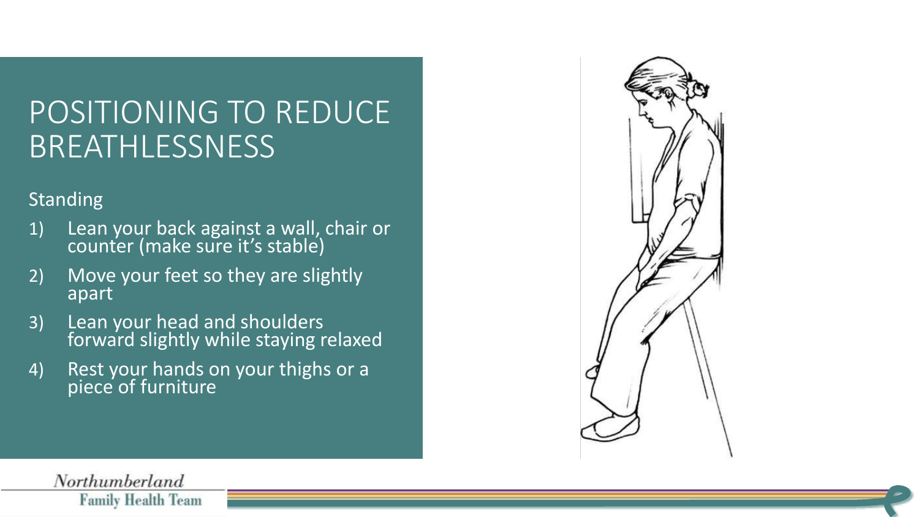# POSITIONING TO REDUCE BREATHLESSNESS

Standing

1) Lean your back against a wall, chair or counter (make sure it's stable)
2) Move your feet so they are slightly apart
3) Lean your head and shoulders forward slightly while staying relaxed
4) Rest your hands on your thighs or a piece of furniture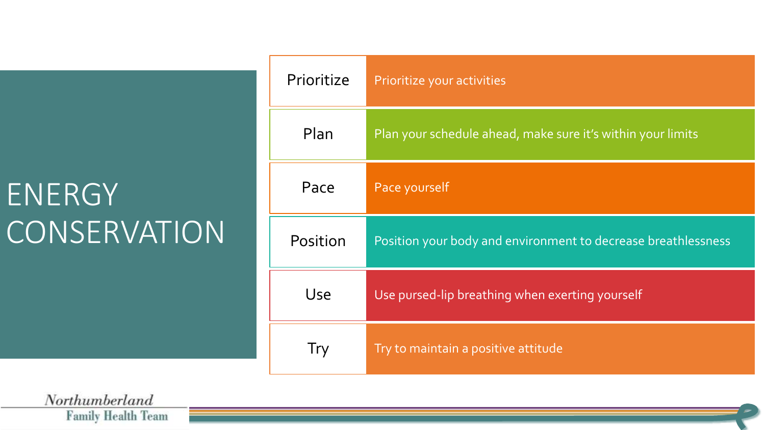# ENERGY CONSERVATION

| | |
|---|---|
| Prioritize | Prioritize your activities |
| Plan | Plan your schedule ahead, make sure it's within your limits |
| Pace | Pace yourself |
| Position | Position your body and environment to decrease breathlessness |
| Use | Use pursed-lip breathing when exerting yourself |
| Try | Try to maintain a positive attitude |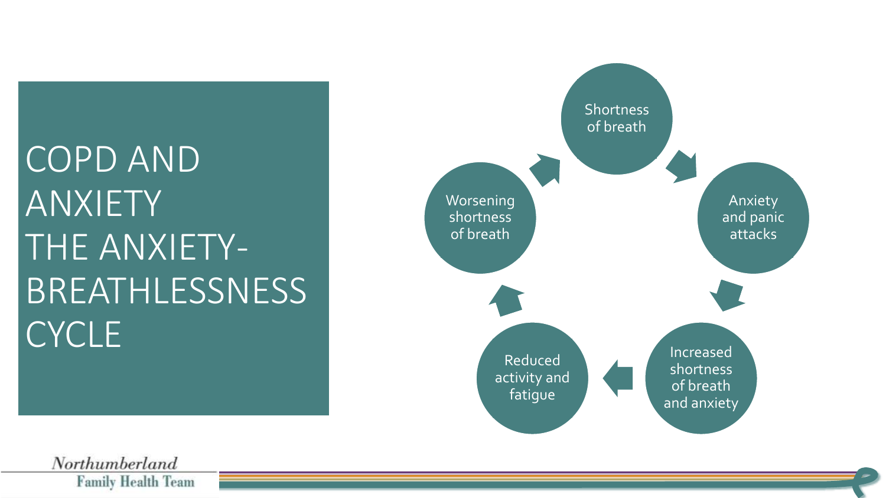# COPD AND ANXIETY
# THE ANXIETY-BREATHLESSNESS CYCLE

- Shortness of breath
- Anxiety and panic attacks
- Increased shortness of breath and anxiety
- Reduced activity and fatigue
- Worsening shortness of breath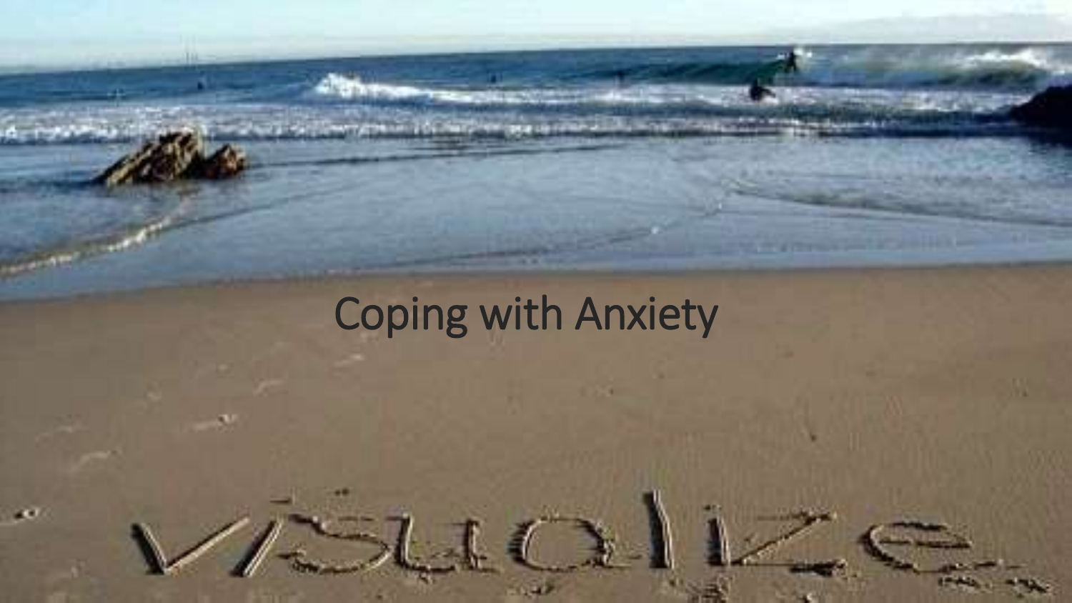# Coping with Anxiety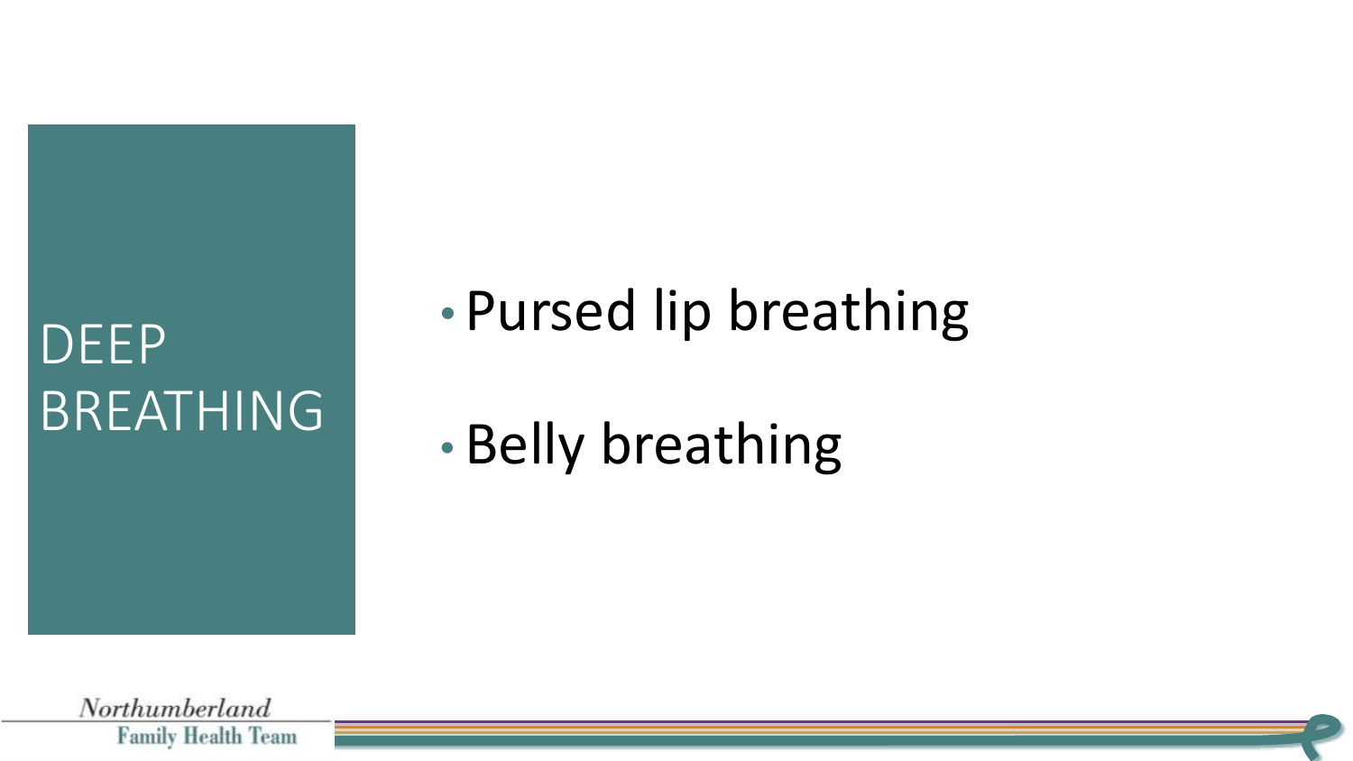# DEEP BREATHING

- Pursed lip breathing
- Belly breathing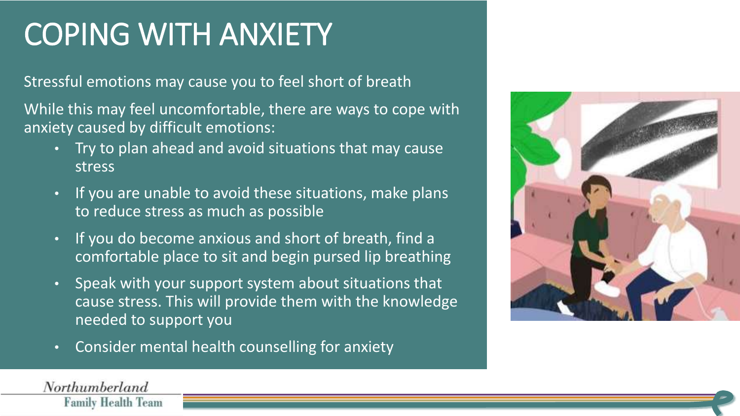# COPING WITH ANXIETY

Stressful emotions may cause you to feel short of breath

While this may feel uncomfortable, there are ways to cope with anxiety caused by difficult emotions:

- Try to plan ahead and avoid situations that may cause stress
- If you are unable to avoid these situations, make plans to reduce stress as much as possible
- If you do become anxious and short of breath, find a comfortable place to sit and begin pursed lip breathing
- Speak with your support system about situations that cause stress. This will provide them with the knowledge needed to support you
- Consider mental health counselling for anxiety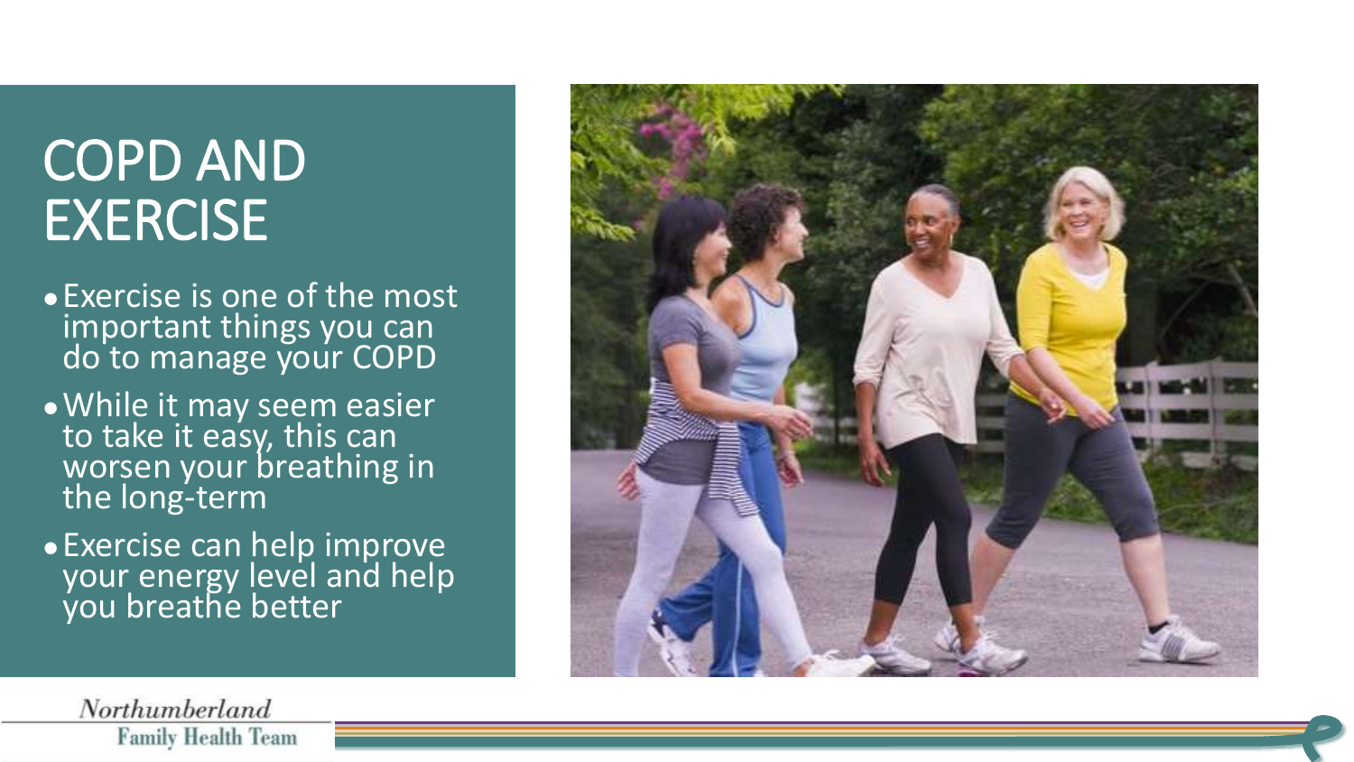# COPD AND EXERCISE

- Exercise is one of the most important things you can do to manage your COPD
- While it may seem easier to take it easy, this can worsen your breathing in the long-term
- Exercise can help improve your energy level and help you breathe better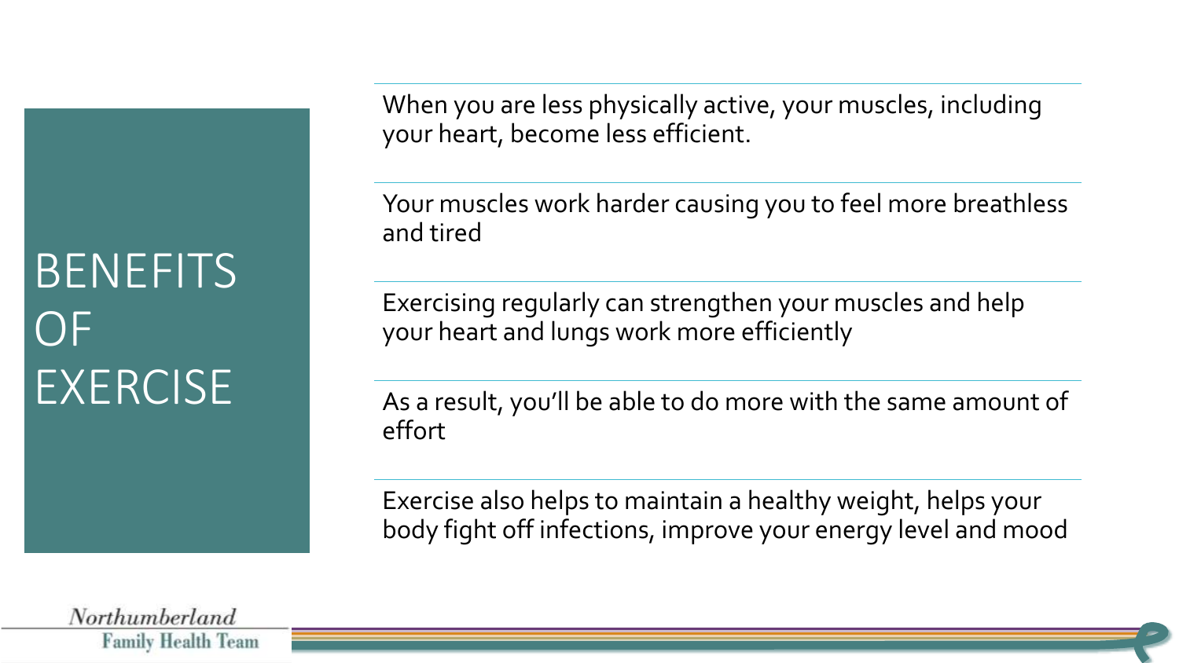# BENEFITS OF EXERCISE

When you are less physically active, your muscles, including your heart, become less efficient.

Your muscles work harder causing you to feel more breathless and tired

Exercising regularly can strengthen your muscles and help your heart and lungs work more efficiently

As a result, you'll be able to do more with the same amount of effort

Exercise also helps to maintain a healthy weight, helps your body fight off infections, improve your energy level and mood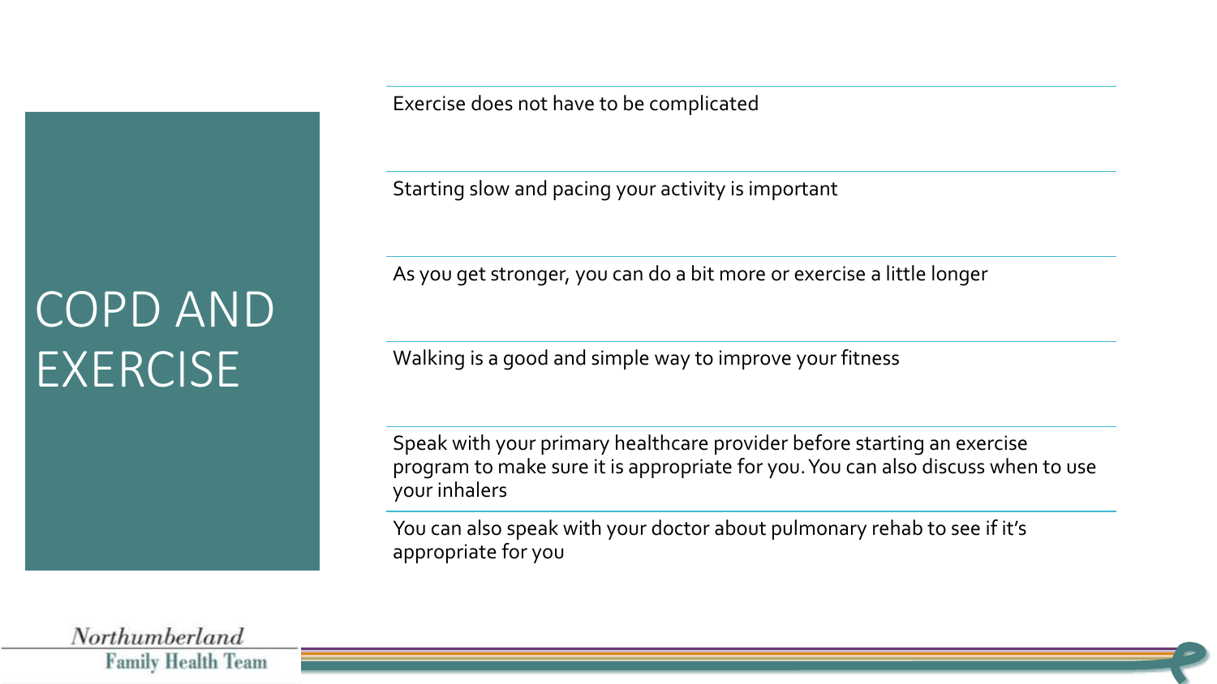# COPD AND EXERCISE

- Exercise does not have to be complicated
- Starting slow and pacing your activity is important
- As you get stronger, you can do a bit more or exercise a little longer
- Walking is a good and simple way to improve your fitness
- Speak with your primary healthcare provider before starting an exercise program to make sure it is appropriate for you. You can also discuss when to use your inhalers
- You can also speak with your doctor about pulmonary rehab to see if it's appropriate for you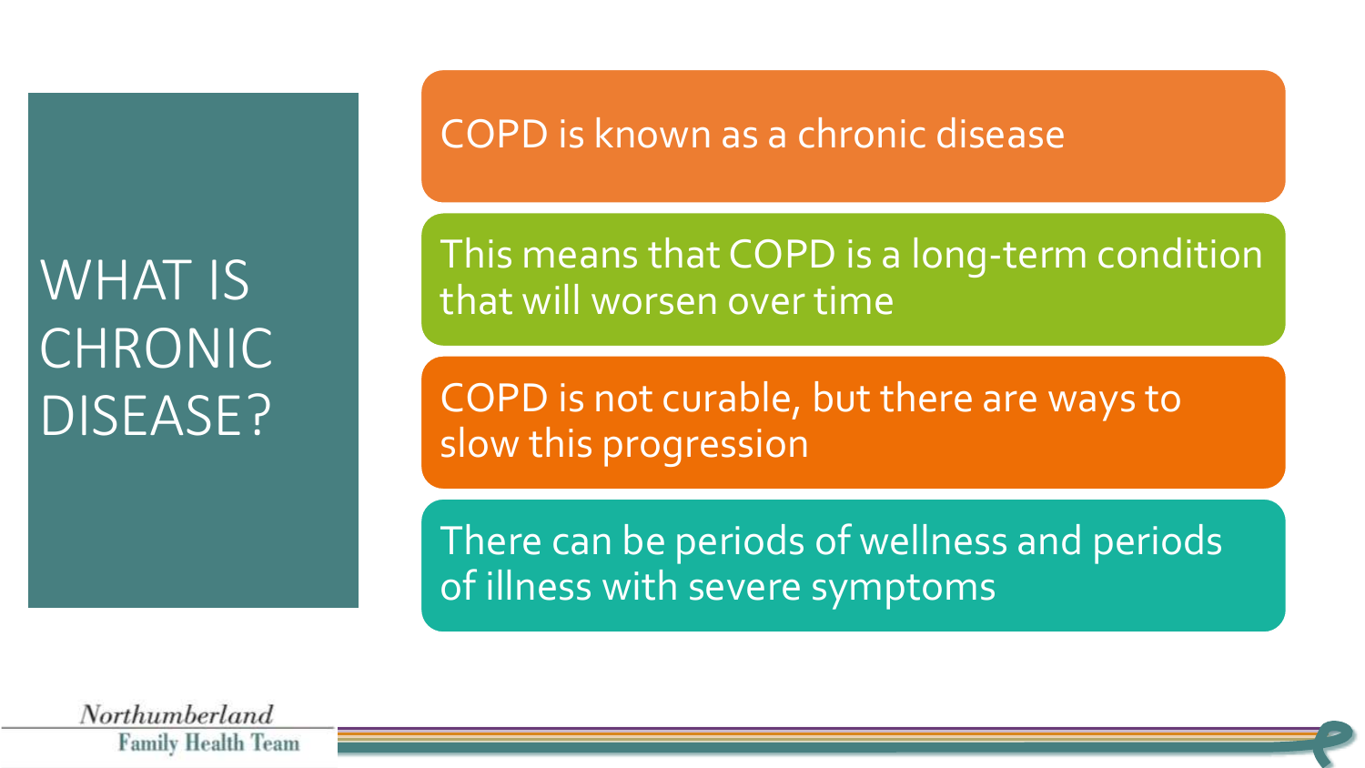# WHAT IS CHRONIC DISEASE?

- COPD is known as a chronic disease
- This means that COPD is a long-term condition that will worsen over time
- COPD is not curable, but there are ways to slow this progression
- There can be periods of wellness and periods of illness with severe symptoms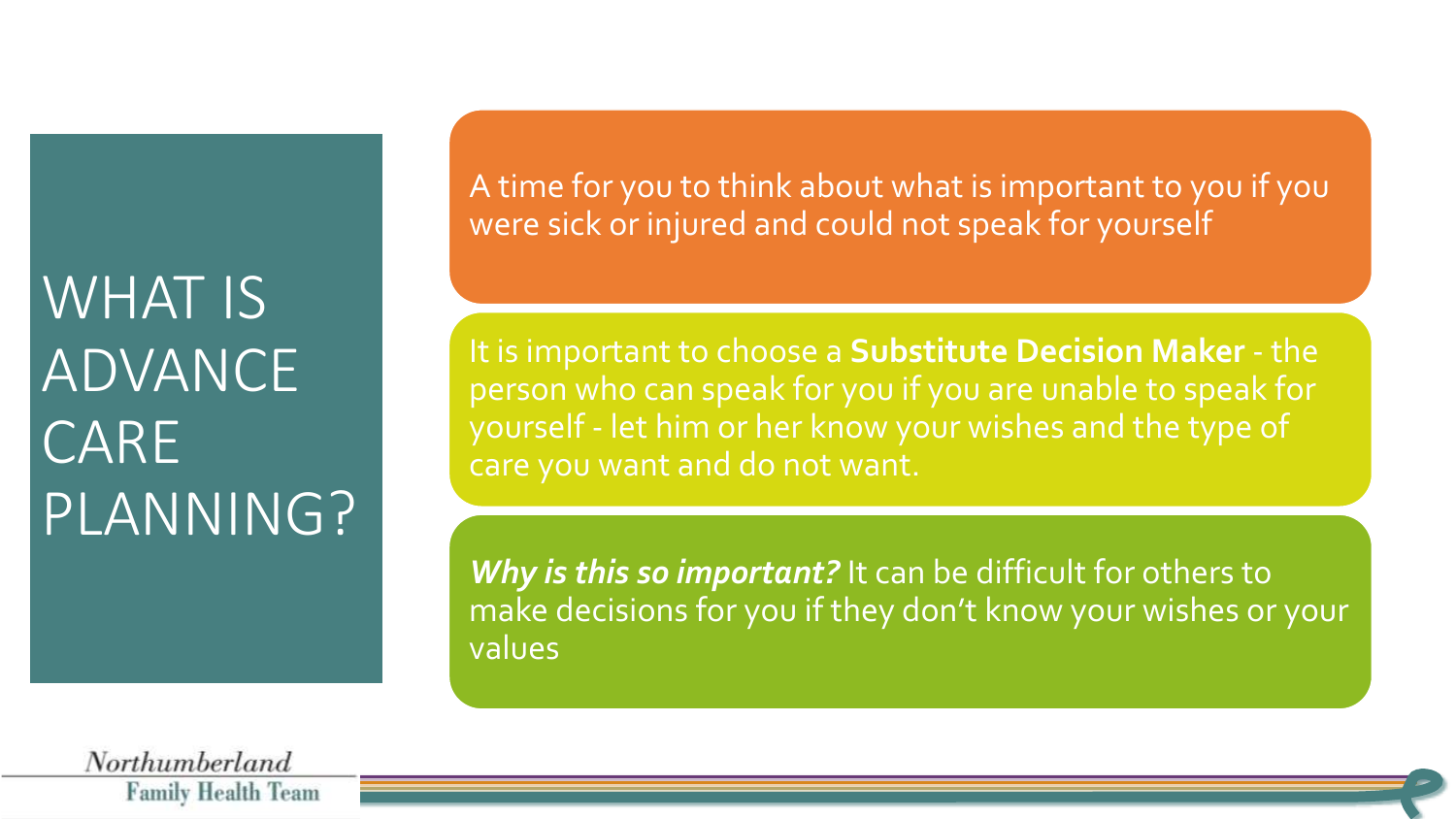# WHAT IS ADVANCE CARE PLANNING?

A time for you to think about what is important to you if you were sick or injured and could not speak for yourself

It is important to choose a **Substitute Decision Maker** - the person who can speak for you if you are unable to speak for yourself - let him or her know your wishes and the type of care you want and do not want.

***Why is this so important?*** It can be difficult for others to make decisions for you if they don't know your wishes or your values

Northumberland Family Health Team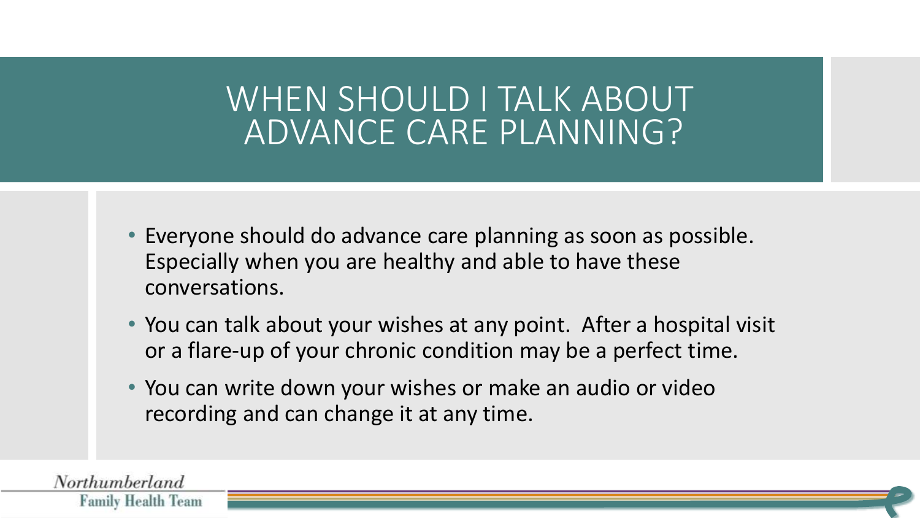# WHEN SHOULD I TALK ABOUT ADVANCE CARE PLANNING?

- Everyone should do advance care planning as soon as possible. Especially when you are healthy and able to have these conversations.
- You can talk about your wishes at any point. After a hospital visit or a flare-up of your chronic condition may be a perfect time.
- You can write down your wishes or make an audio or video recording and can change it at any time.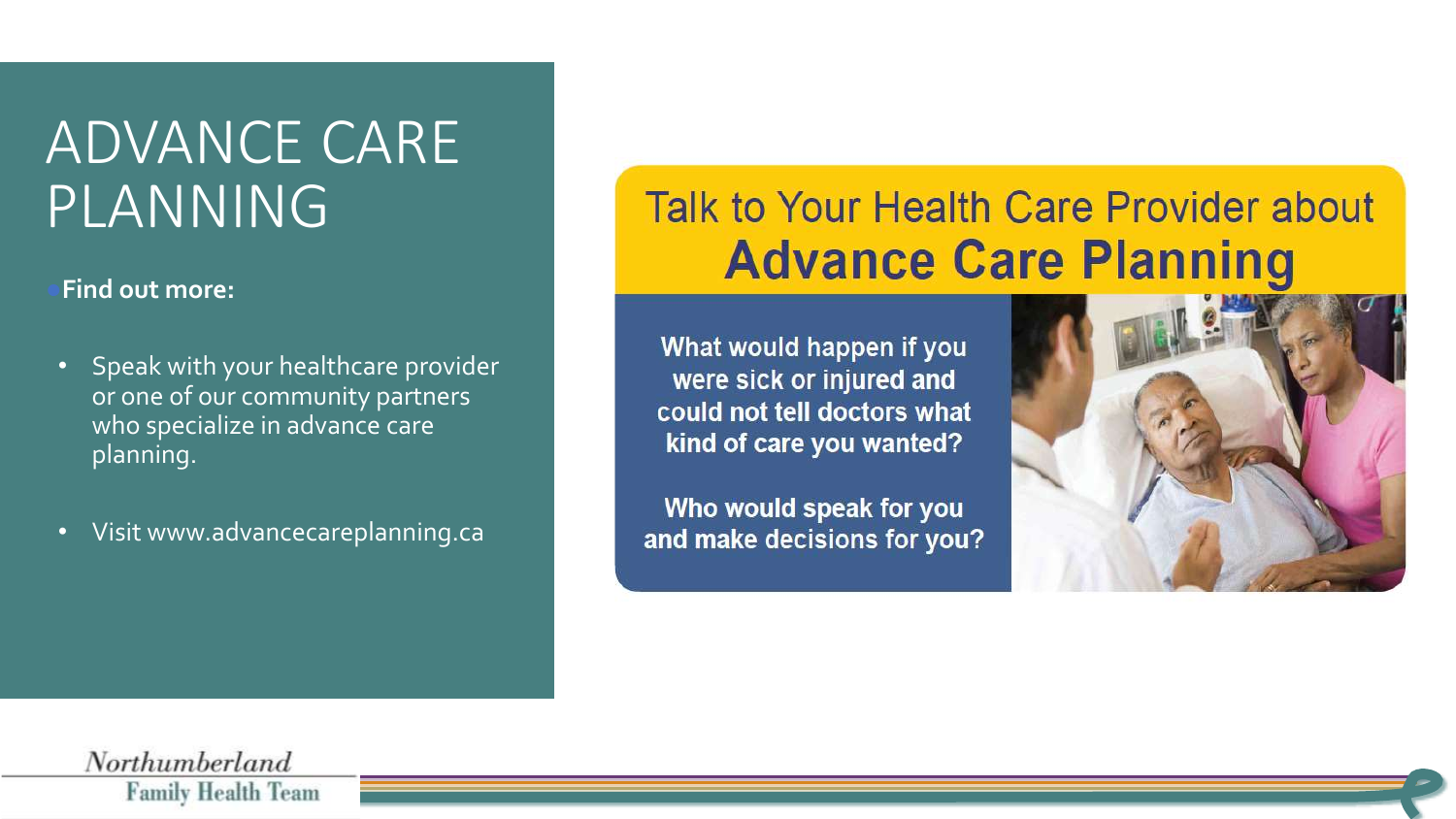# ADVANCE CARE PLANNING

**Find out more:**

- Speak with your healthcare provider or one of our community partners who specialize in advance care planning.
- Visit www.advancecareplanning.ca

## Talk to Your Health Care Provider about **Advance Care Planning**

**What would happen if you were sick or injured and could not tell doctors what kind of care you wanted?**

**Who would speak for you and make decisions for you?**

Northumberland Family Health Team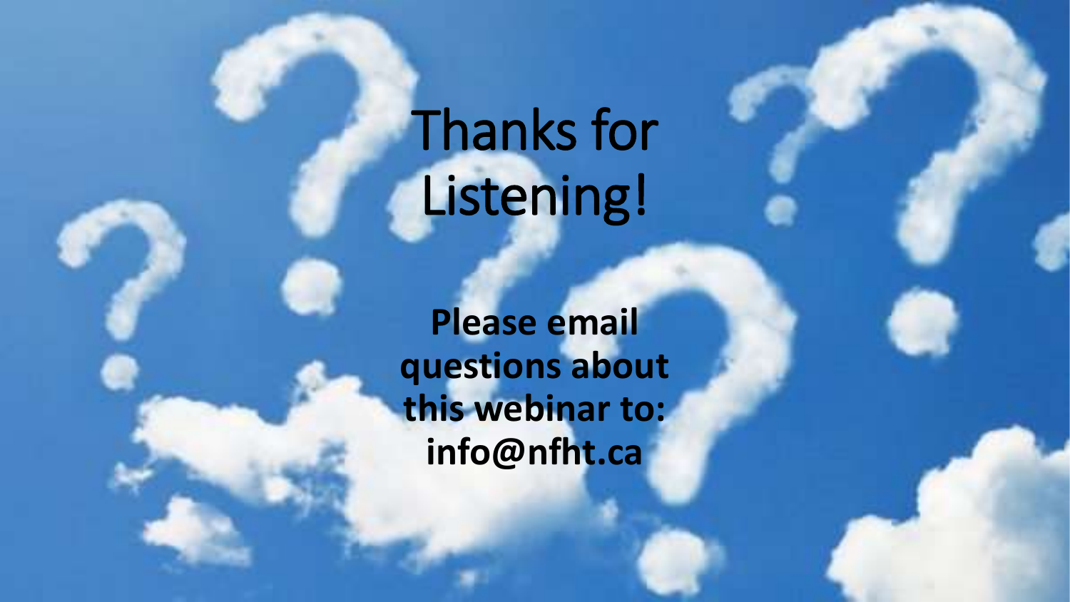# Thanks for Listening!

**Please email questions about this webinar to: info@nfht.ca**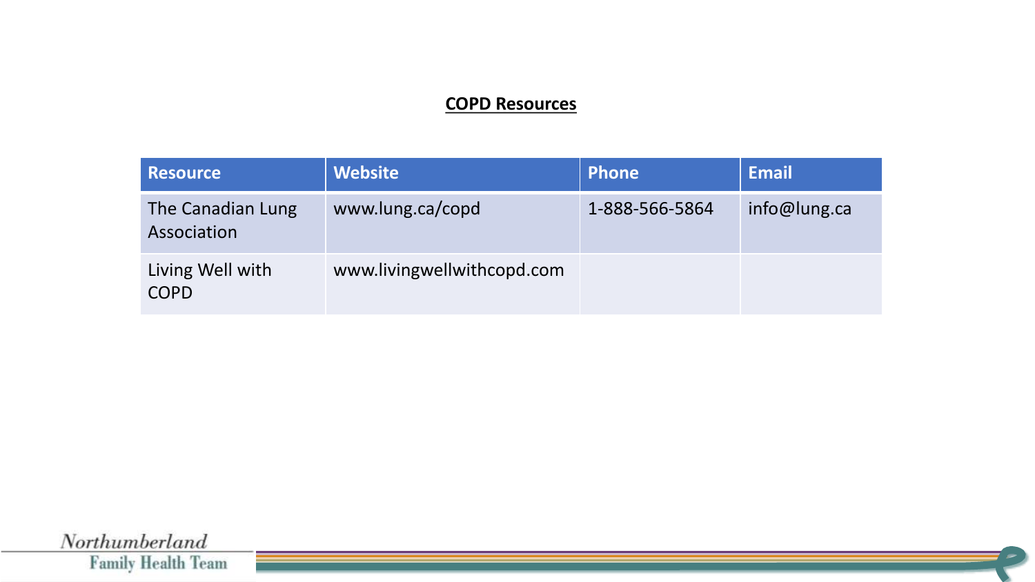## COPD Resources

| Resource | Website | Phone | Email |
|---|---|---|---|
| The Canadian Lung Association | www.lung.ca/copd | 1-888-566-5864 | info@lung.ca |
| Living Well with COPD | www.livingwellwithcopd.com | | |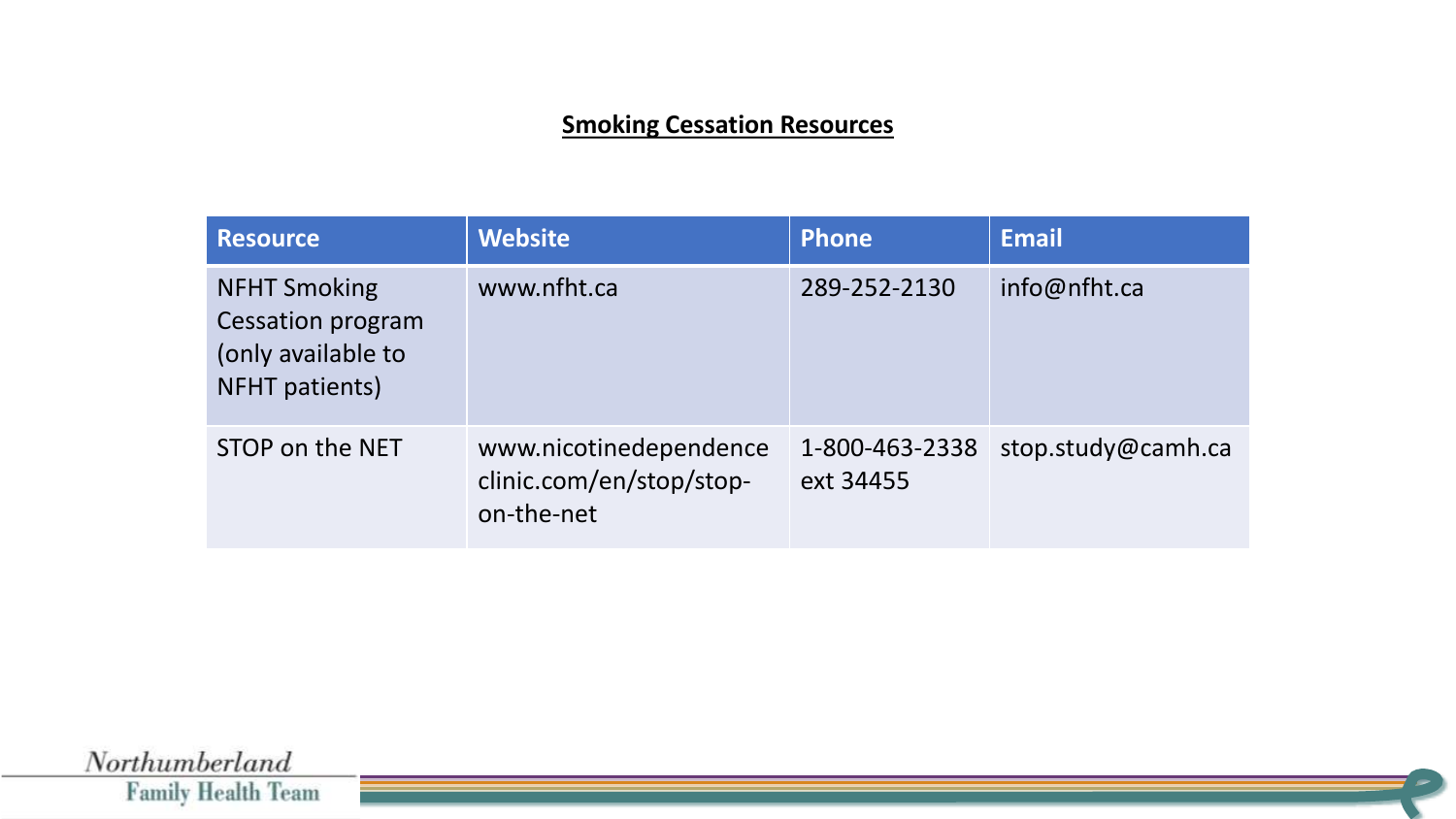## Smoking Cessation Resources

| Resource | Website | Phone | Email |
|---|---|---|---|
| NFHT Smoking Cessation program (only available to NFHT patients) | www.nfht.ca | 289-252-2130 | info@nfht.ca |
| STOP on the NET | www.nicotinedependenceclinic.com/en/stop/stop-on-the-net | 1-800-463-2338 ext 34455 | stop.study@camh.ca |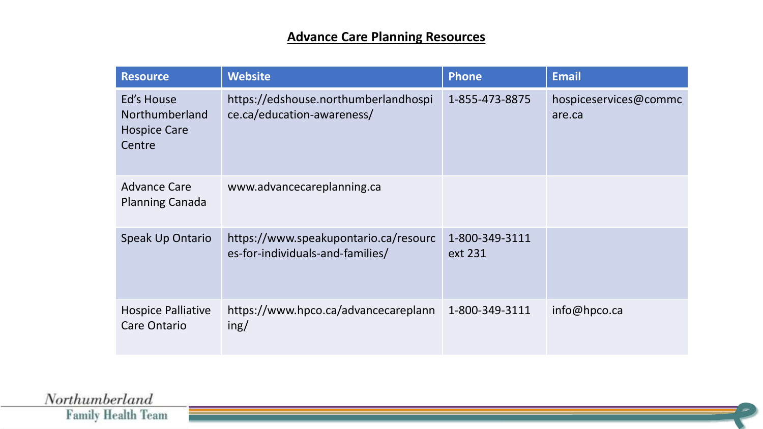## Advance Care Planning Resources

| Resource | Website | Phone | Email |
|---|---|---|---|
| Ed's House Northumberland Hospice Care Centre | https://edshouse.northumberlandhospice.ca/education-awareness/ | 1-855-473-8875 | hospiceservices@commcare.ca |
| Advance Care Planning Canada | www.advancecareplanning.ca | | |
| Speak Up Ontario | https://www.speakupontario.ca/resources-for-individuals-and-families/ | 1-800-349-3111 ext 231 | |
| Hospice Palliative Care Ontario | https://www.hpco.ca/advancecareplanning/ | 1-800-349-3111 | info@hpco.ca |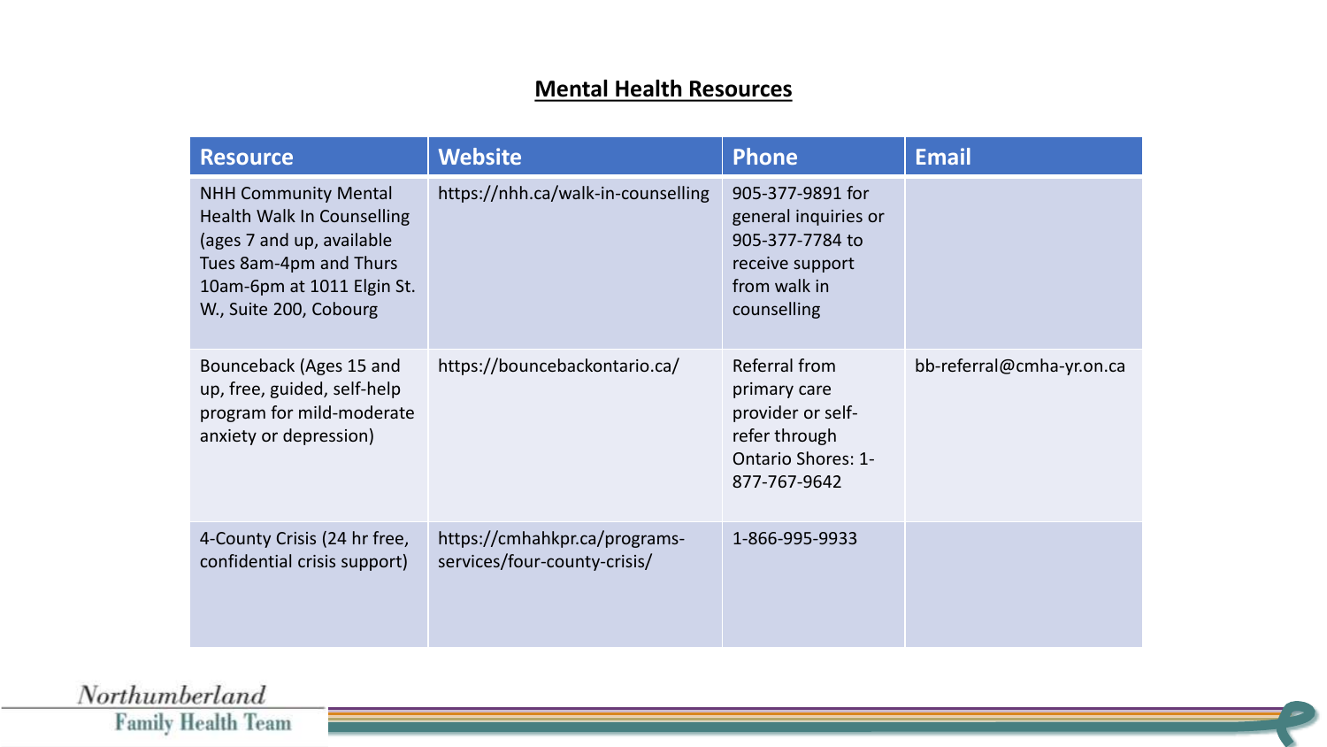## Mental Health Resources

| Resource | Website | Phone | Email |
| --- | --- | --- | --- |
| NHH Community Mental Health Walk In Counselling (ages 7 and up, available Tues 8am-4pm and Thurs 10am-6pm at 1011 Elgin St. W., Suite 200, Cobourg | https://nhh.ca/walk-in-counselling | 905-377-9891 for general inquiries or 905-377-7784 to receive support from walk in counselling | |
| Bounceback (Ages 15 and up, free, guided, self-help program for mild-moderate anxiety or depression) | https://bouncebackontario.ca/ | Referral from primary care provider or self-refer through Ontario Shores: 1-877-767-9642 | bb-referral@cmha-yr.on.ca |
| 4-County Crisis (24 hr free, confidential crisis support) | https://cmhahkpr.ca/programs-services/four-county-crisis/ | 1-866-995-9933 | |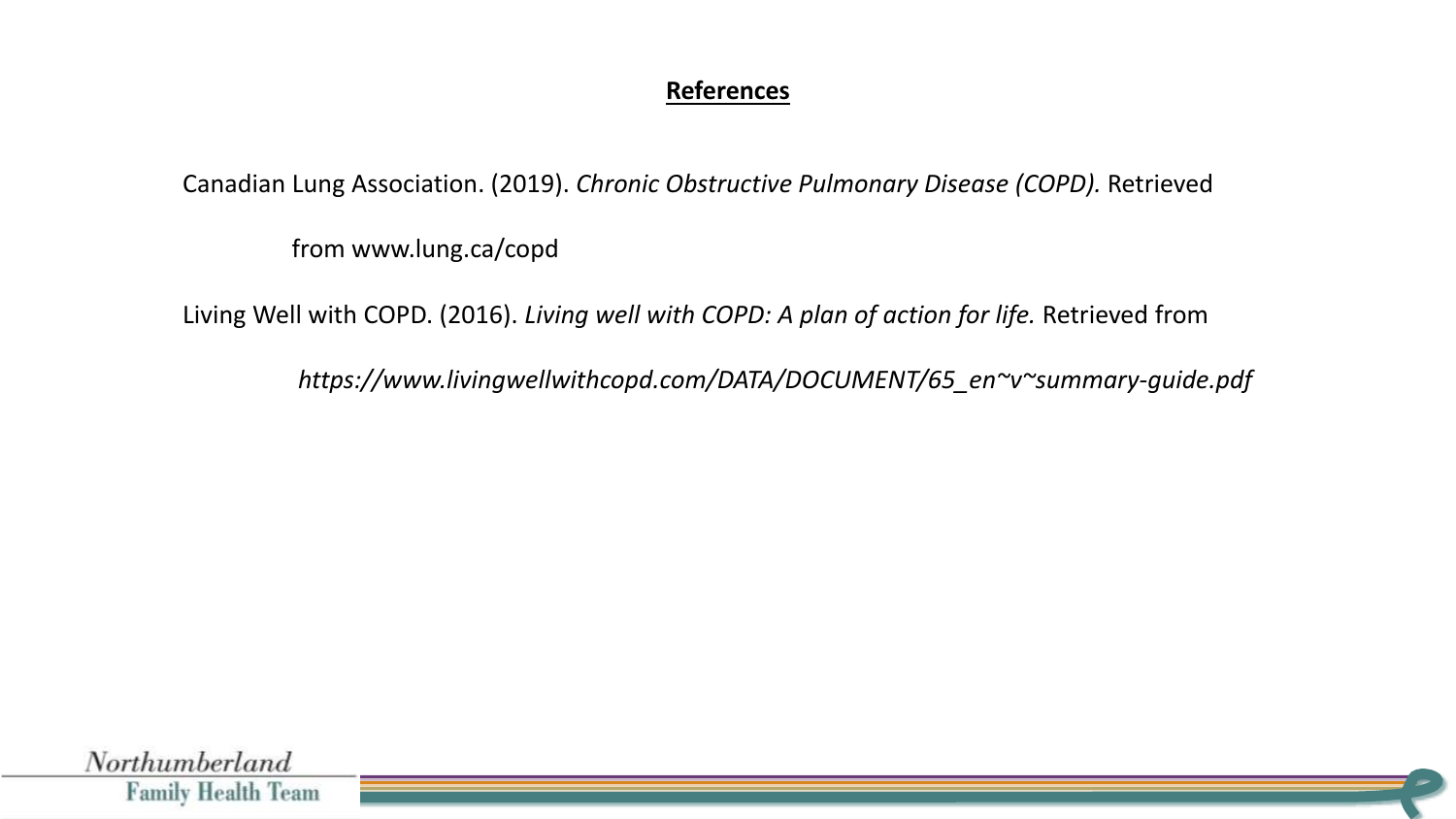## References

Canadian Lung Association. (2019). *Chronic Obstructive Pulmonary Disease (COPD).* Retrieved from www.lung.ca/copd

Living Well with COPD. (2016). *Living well with COPD: A plan of action for life.* Retrieved from *https://www.livingwellwithcopd.com/DATA/DOCUMENT/65_en~v~summary-guide.pdf*